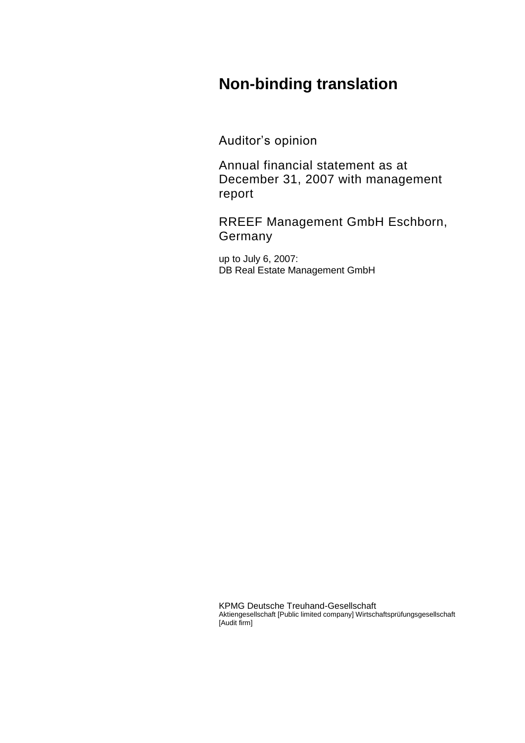# Non-binding translation

Auditor's opinion

Annual financial statement as at December 31, 2007 with management report

RREEF Management GmbH Eschborn, Germany

up to July 6, 2007:
DB Real Estate Management GmbH

KPMG Deutsche Treuhand-Gesellschaft
Aktiengesellschaft [Public limited company] Wirtschaftsprüfungsgesellschaft [Audit firm]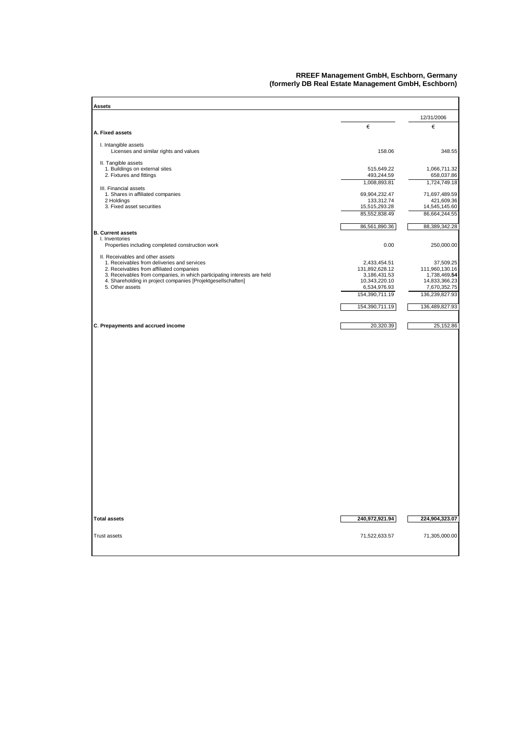**RREEF Management GmbH, Eschborn, Germany**
**(formerly DB Real Estate Management GmbH, Eschborn)**

| **Assets** | | | |
|---|---|---|---|
| | | | 12/31/2006 |
| | € | | € |
| **A. Fixed assets** | | | |
| I. Intangible assets | | | |
| Licenses and similar rights and values | 158.06 | | 348.55 |
| II. Tangible assets | | | |
| 1. Buildings on external sites | 515,649.22 | | 1,066,711.32 |
| 2. Fixtures and fittings | 493,244.59 | | 658,037.86 |
| | 1,008,893.81 | | 1,724,749.18 |
| III. Financial assets | | | |
| 1. Shares in affiliated companies | 69,904,232.47 | | 71,697,489.59 |
| 2 Holdings | 133,312.74 | | 421,609.36 |
| 3. Fixed asset securities | 15,515,293.28 | | 14,545,145.60 |
| | 85,552,838.49 | | 86,664,244.55 |
| | 86,561,890.36 | | 88,389,342.28 |
| **B. Current assets** | | | |
| I. Inventories | | | |
| Properties including completed construction work | 0.00 | | 250,000.00 |
| II. Receivables and other assets | | | |
| 1. Receivables from deliveries and services | 2,433,454.51 | | 37,509.25 |
| 2. Receivables from affiliated companies | 131,892,628.12 | | 111,960,130.16 |
| 3. Receivables from companies, in which participating interests are held | 3,186,431.53 | | 1,738,469.**54** |
| 4. Shareholding in project companies [Projektgesellschaften] | 10,343,220.10 | | 14,833,366.23 |
| 5. Other assets | 6,534,976.93 | | 7,670,352.75 |
| | 154,390,711.19 | | 136,239,827.93 |
| | 154,390,711.19 | | 136,489,827.93 |
| **C. Prepayments and accrued income** | 20,320.39 | | 25,152.86 |
| **Total assets** | **240,972,921.94** | | **224,904,323.07** |
| Trust assets | 71,522,633.57 | | 71,305,000.00 |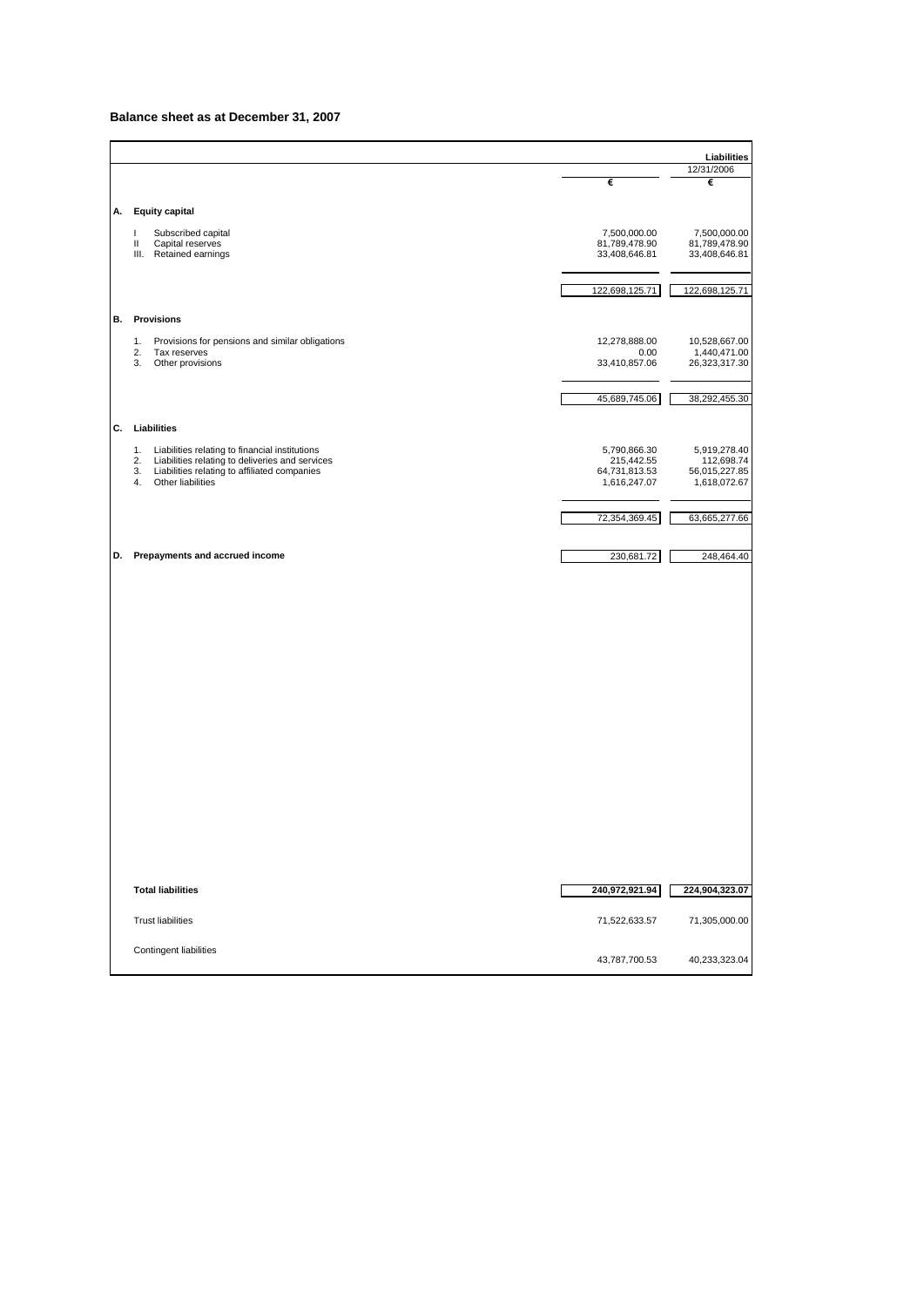## Balance sheet as at December 31, 2007

| | | € | Liabilities 12/31/2006 € |
|---|---|---|---|
| **A.** | **Equity capital** | | |
| | I Subscribed capital | 7,500,000.00 | 7,500,000.00 |
| | II Capital reserves | 81,789,478.90 | 81,789,478.90 |
| | III. Retained earnings | 33,408,646.81 | 33,408,646.81 |
| | | 122,698,125.71 | 122,698,125.71 |
| **B.** | **Provisions** | | |
| | 1. Provisions for pensions and similar obligations | 12,278,888.00 | 10,528,667.00 |
| | 2. Tax reserves | 0.00 | 1,440,471.00 |
| | 3. Other provisions | 33,410,857.06 | 26,323,317.30 |
| | | 45,689,745.06 | 38,292,455.30 |
| **C.** | **Liabilities** | | |
| | 1. Liabilities relating to financial institutions | 5,790,866.30 | 5,919,278.40 |
| | 2. Liabilities relating to deliveries and services | 215,442.55 | 112,698.74 |
| | 3. Liabilities relating to affiliated companies | 64,731,813.53 | 56,015,227.85 |
| | 4. Other liabilities | 1,616,247.07 | 1,618,072.67 |
| | | 72,354,369.45 | 63,665,277.66 |
| **D.** | **Prepayments and accrued income** | 230,681.72 | 248,464.40 |
| | **Total liabilities** | 240,972,921.94 | 224,904,323.07 |
| | Trust liabilities | 71,522,633.57 | 71,305,000.00 |
| | Contingent liabilities | 43,787,700.53 | 40,233,323.04 |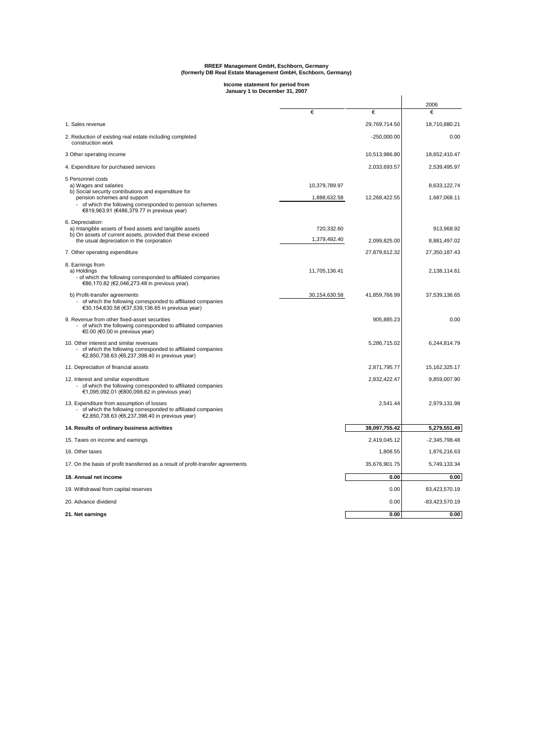**RREEF Management GmbH, Eschborn, Germany**
**(formerly DB Real Estate Management GmbH, Eschborn, Germany)**

**Income statement for period from**
**January 1 to December 31, 2007**

| | € | € | 2006 € |
|---|---|---|---|
| 1. Sales revenue | | 29,769,714.50 | 18,710,880.21 |
| 2. Reduction of existing real estate including completed construction work | | -250,000.00 | 0.00 |
| 3 Other operating income | | 10,513,986.80 | 18,652,410.47 |
| 4. Expenditure for purchased services | | 2,033,693.57 | 2,539,495.97 |
| 5 Personnel costs | | | |
| a) Wages and salaries | 10,379,789.97 | | 8,633,122.74 |
| b) Social security contributions and expenditure for pension schemes and support | 1,888,632.58 | 12,268,422.55 | 1,687,068.11 |
| - of which the following corresponded to pension schemes €819,963.91 (€486,379.77 in previous year) | | | |
| 6. Depreciation: | | | |
| a) Intangible assets of fixed assets and tangible assets | 720,332.60 | | 913,968.92 |
| b) On assets of current assets, provided that these exceed the usual depreciation in the corporation | 1,379,492.40 | 2,099,825.00 | 8,881,497.02 |
| 7. Other operating expenditure | | 27,879,612.32 | 27,350,187.43 |
| 8. Earnings from | | | |
| a) Holdings | 11,705,136.41 | | 2,138,114.61 |
| - of which the following corresponded to affiliated companies €86,170.82 (€2,046,273.48 in previous year). | | | |
| b) Profit-transfer agreements | 30,154,630.58 | 41,859,766.99 | 37,539,136.65 |
| - of which the following corresponded to affiliated companies €30,154,630.58 (€37,539,136.65 in previous year) | | | |
| 9. Revenue from other fixed-asset securities | | 905,885.23 | 0.00 |
| - of which the following corresponded to affiliated companies €0.00 (€0.00 in previous year) | | | |
| 10. Other interest and similar revenues | | 5,286,715.02 | 6,244,814.79 |
| - of which the following corresponded to affiliated companies €2,850,738.63 (€6,237,398.40 in previous year) | | | |
| 11. Depreciation of financial assets | | 2,871,795.77 | 15,162,325.17 |
| 12. Interest and similar expenditure | | 2,832,422.47 | 9,859,007.90 |
| - of which the following corresponded to affiliated companies €1,095.092.01 (€800,098.82 in previous year) | | | |
| 13. Expenditure from assumption of losses | | 2,541.44 | 2,979,131.98 |
| - of which the following corresponded to affiliated companies €2,850,738.63 (€6,237,398.40 in previous year) | | | |
| **14. Results of ordinary business activities** | | **38,097,755.42** | **5,279,551.49** |
| 15. Taxes on income and earnings | | 2,419,045.12 | -2,345,798.48 |
| 16. Other taxes | | 1,808.55 | 1,876,216.63 |
| 17. On the basis of profit transferred as a result of profit-transfer agreements | | 35,676,901.75 | 5,749,133.34 |
| **18. Annual net income** | | **0.00** | **0.00** |
| 19. Withdrawal from capital reserves | | 0.00 | 83,423,570.19 |
| 20. Advance dividend | | 0.00 | -83,423,570.19 |
| **21. Net earnings** | | **0.00** | **0.00** |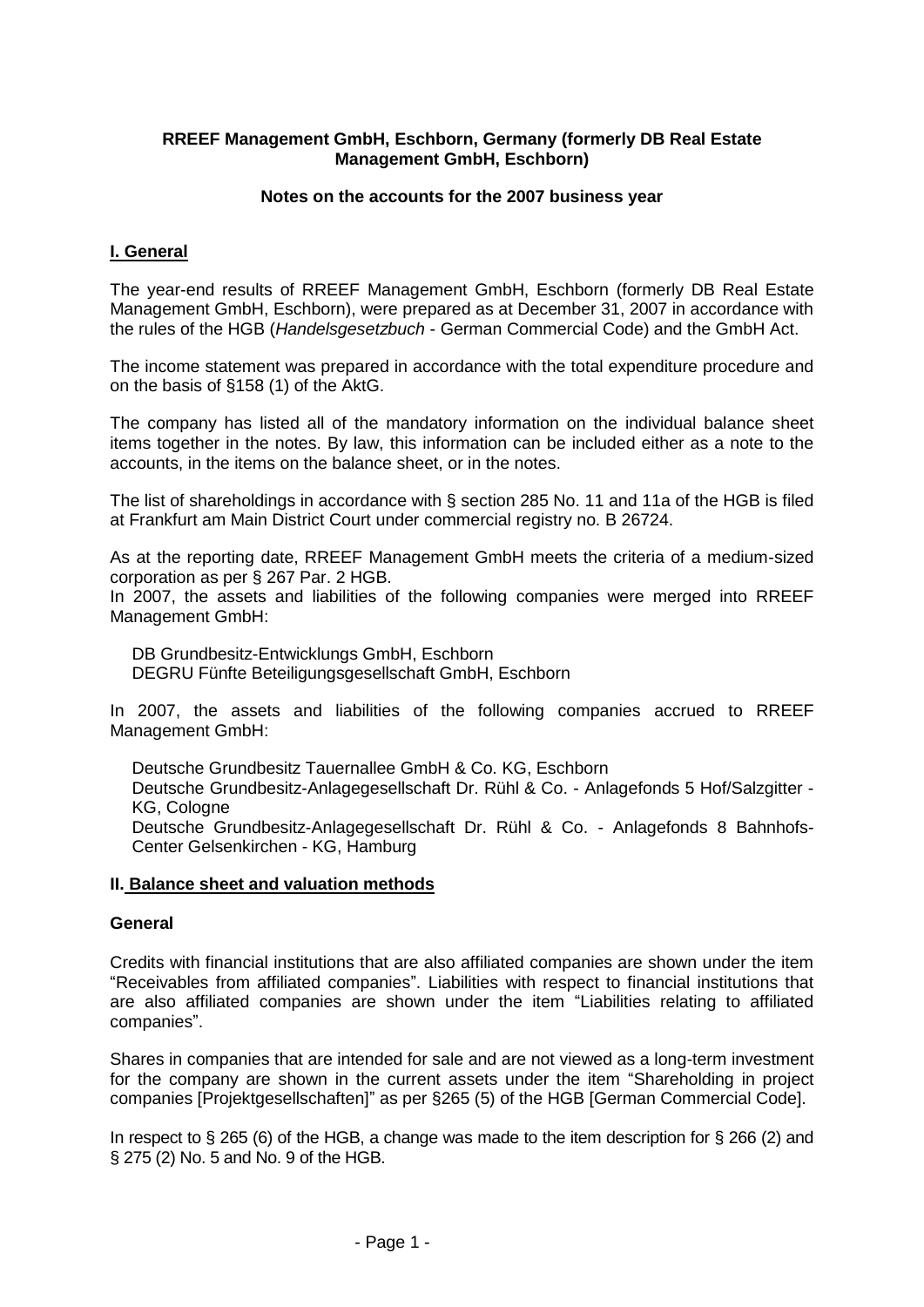**RREEF Management GmbH, Eschborn, Germany (formerly DB Real Estate Management GmbH, Eschborn)**

**Notes on the accounts for the 2007 business year**

## I. General

The year-end results of RREEF Management GmbH, Eschborn (formerly DB Real Estate Management GmbH, Eschborn), were prepared as at December 31, 2007 in accordance with the rules of the HGB (*Handelsgesetzbuch* - German Commercial Code) and the GmbH Act.

The income statement was prepared in accordance with the total expenditure procedure and on the basis of §158 (1) of the AktG.

The company has listed all of the mandatory information on the individual balance sheet items together in the notes. By law, this information can be included either as a note to the accounts, in the items on the balance sheet, or in the notes.

The list of shareholdings in accordance with § section 285 No. 11 and 11a of the HGB is filed at Frankfurt am Main District Court under commercial registry no. B 26724.

As at the reporting date, RREEF Management GmbH meets the criteria of a medium-sized corporation as per § 267 Par. 2 HGB.
In 2007, the assets and liabilities of the following companies were merged into RREEF Management GmbH:

DB Grundbesitz-Entwicklungs GmbH, Eschborn
DEGRU Fünfte Beteiligungsgesellschaft GmbH, Eschborn

In 2007, the assets and liabilities of the following companies accrued to RREEF Management GmbH:

Deutsche Grundbesitz Tauernallee GmbH & Co. KG, Eschborn
Deutsche Grundbesitz-Anlagegesellschaft Dr. Rühl & Co. - Anlagefonds 5 Hof/Salzgitter - KG, Cologne
Deutsche Grundbesitz-Anlagegesellschaft Dr. Rühl & Co. - Anlagefonds 8 Bahnhofs-Center Gelsenkirchen - KG, Hamburg

## II. Balance sheet and valuation methods

### General

Credits with financial institutions that are also affiliated companies are shown under the item "Receivables from affiliated companies". Liabilities with respect to financial institutions that are also affiliated companies are shown under the item "Liabilities relating to affiliated companies".

Shares in companies that are intended for sale and are not viewed as a long-term investment for the company are shown in the current assets under the item "Shareholding in project companies [Projektgesellschaften]" as per §265 (5) of the HGB [German Commercial Code].

In respect to § 265 (6) of the HGB, a change was made to the item description for § 266 (2) and § 275 (2) No. 5 and No. 9 of the HGB.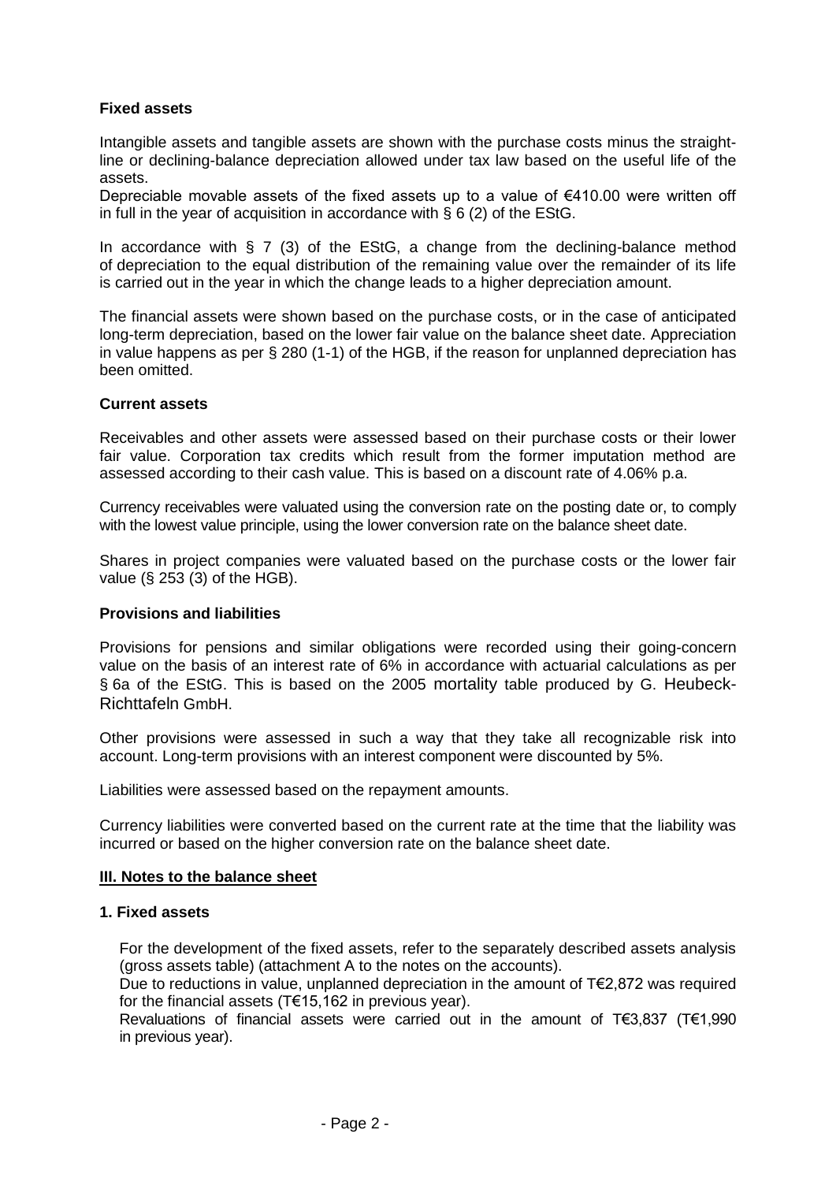**Fixed assets**

Intangible assets and tangible assets are shown with the purchase costs minus the straight-line or declining-balance depreciation allowed under tax law based on the useful life of the assets.

Depreciable movable assets of the fixed assets up to a value of €410.00 were written off in full in the year of acquisition in accordance with § 6 (2) of the EStG.

In accordance with § 7 (3) of the EStG, a change from the declining-balance method of depreciation to the equal distribution of the remaining value over the remainder of its life is carried out in the year in which the change leads to a higher depreciation amount.

The financial assets were shown based on the purchase costs, or in the case of anticipated long-term depreciation, based on the lower fair value on the balance sheet date. Appreciation in value happens as per § 280 (1-1) of the HGB, if the reason for unplanned depreciation has been omitted.

**Current assets**

Receivables and other assets were assessed based on their purchase costs or their lower fair value. Corporation tax credits which result from the former imputation method are assessed according to their cash value. This is based on a discount rate of 4.06% p.a.

Currency receivables were valuated using the conversion rate on the posting date or, to comply with the lowest value principle, using the lower conversion rate on the balance sheet date.

Shares in project companies were valuated based on the purchase costs or the lower fair value (§ 253 (3) of the HGB).

**Provisions and liabilities**

Provisions for pensions and similar obligations were recorded using their going-concern value on the basis of an interest rate of 6% in accordance with actuarial calculations as per § 6a of the EStG. This is based on the 2005 mortality table produced by G. Heubeck-Richttafeln GmbH.

Other provisions were assessed in such a way that they take all recognizable risk into account. Long-term provisions with an interest component were discounted by 5%.

Liabilities were assessed based on the repayment amounts.

Currency liabilities were converted based on the current rate at the time that the liability was incurred or based on the higher conversion rate on the balance sheet date.

## III. Notes to the balance sheet

### 1. Fixed assets

For the development of the fixed assets, refer to the separately described assets analysis (gross assets table) (attachment A to the notes on the accounts).

Due to reductions in value, unplanned depreciation in the amount of T€2,872 was required for the financial assets (T€15,162 in previous year).

Revaluations of financial assets were carried out in the amount of T€3,837 (T€1,990 in previous year).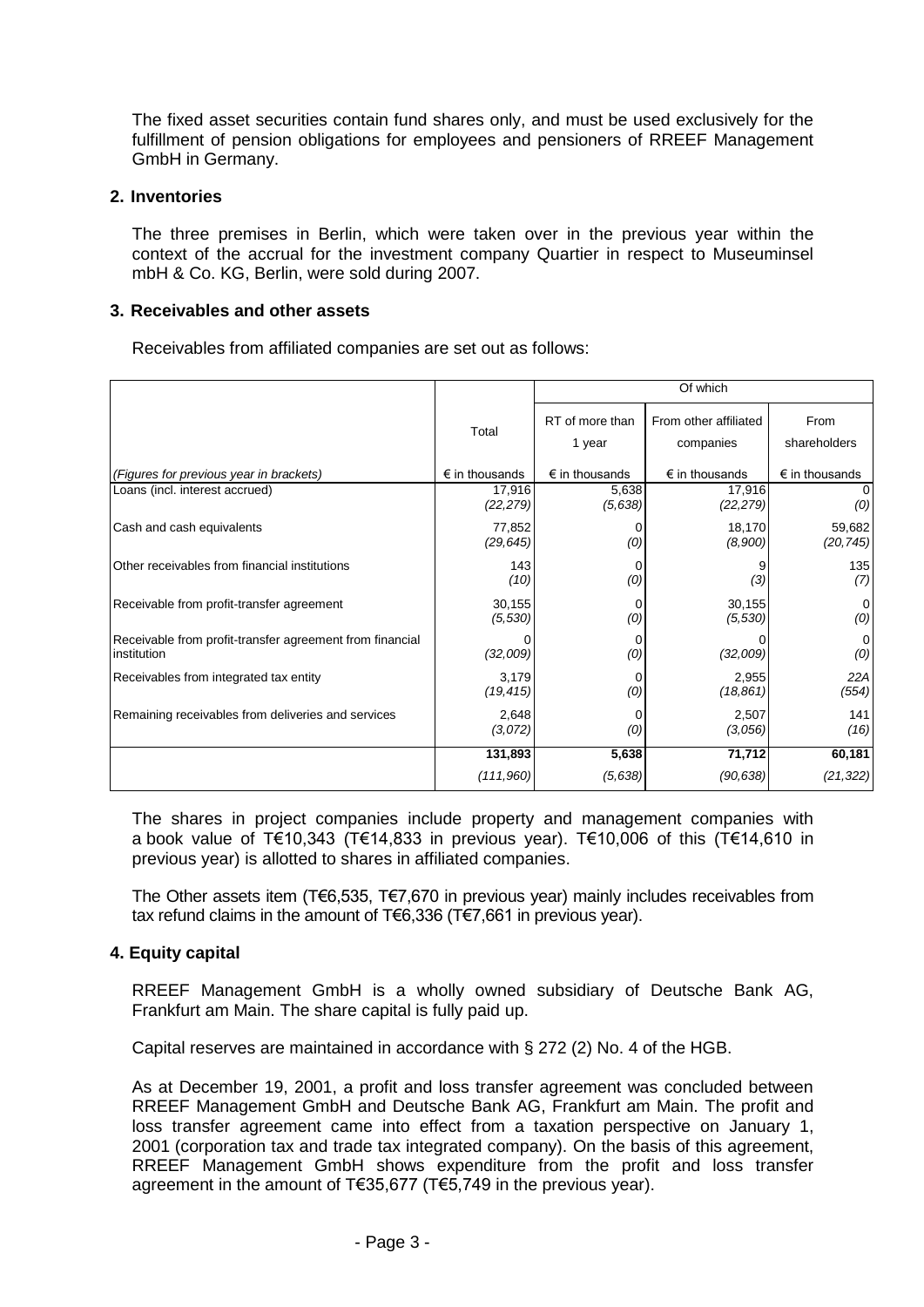The fixed asset securities contain fund shares only, and must be used exclusively for the fulfillment of pension obligations for employees and pensioners of RREEF Management GmbH in Germany.

## 2. Inventories

The three premises in Berlin, which were taken over in the previous year within the context of the accrual for the investment company Quartier in respect to Museuminsel mbH & Co. KG, Berlin, were sold during 2007.

## 3. Receivables and other assets

Receivables from affiliated companies are set out as follows:

| | Total | Of which | | |
|---|---|---|---|---|
| | | RT of more than 1 year | From other affiliated companies | From shareholders |
| *(Figures for previous year in brackets)* | € in thousands | € in thousands | € in thousands | € in thousands |
| Loans (incl. interest accrued) | 17,916<br>*(22,279)* | 5,638<br>*(5,638)* | 17,916<br>*(22,279)* | 0<br>*(0)* |
| Cash and cash equivalents | 77,852<br>*(29,645)* | 0<br>*(0)* | 18,170<br>*(8,900)* | 59,682<br>*(20,745)* |
| Other receivables from financial institutions | 143<br>*(10)* | 0<br>*(0)* | 9<br>*(3)* | 135<br>*(7)* |
| Receivable from profit-transfer agreement | 30,155<br>*(5,530)* | 0<br>*(0)* | 30,155<br>*(5,530)* | 0<br>*(0)* |
| Receivable from profit-transfer agreement from financial institution | 0<br>*(32,009)* | 0<br>*(0)* | 0<br>*(32,009)* | 0<br>*(0)* |
| Receivables from integrated tax entity | 3,179<br>*(19,415)* | 0<br>*(0)* | 2,955<br>*(18,861)* | 22A<br>*(554)* |
| Remaining receivables from deliveries and services | 2,648<br>*(3,072)* | 0<br>*(0)* | 2,507<br>*(3,056)* | 141<br>*(16)* |
| | **131,893**<br>*(111,960)* | **5,638**<br>*(5,638)* | **71,712**<br>*(90,638)* | **60,181**<br>*(21,322)* |

The shares in project companies include property and management companies with a book value of T€10,343 (T€14,833 in previous year). T€10,006 of this (T€14,610 in previous year) is allotted to shares in affiliated companies.

The Other assets item (T€6,535, T€7,670 in previous year) mainly includes receivables from tax refund claims in the amount of T€6,336 (T€7,661 in previous year).

## 4. Equity capital

RREEF Management GmbH is a wholly owned subsidiary of Deutsche Bank AG, Frankfurt am Main. The share capital is fully paid up.

Capital reserves are maintained in accordance with § 272 (2) No. 4 of the HGB.

As at December 19, 2001, a profit and loss transfer agreement was concluded between RREEF Management GmbH and Deutsche Bank AG, Frankfurt am Main. The profit and loss transfer agreement came into effect from a taxation perspective on January 1, 2001 (corporation tax and trade tax integrated company). On the basis of this agreement, RREEF Management GmbH shows expenditure from the profit and loss transfer agreement in the amount of T€35,677 (T€5,749 in the previous year).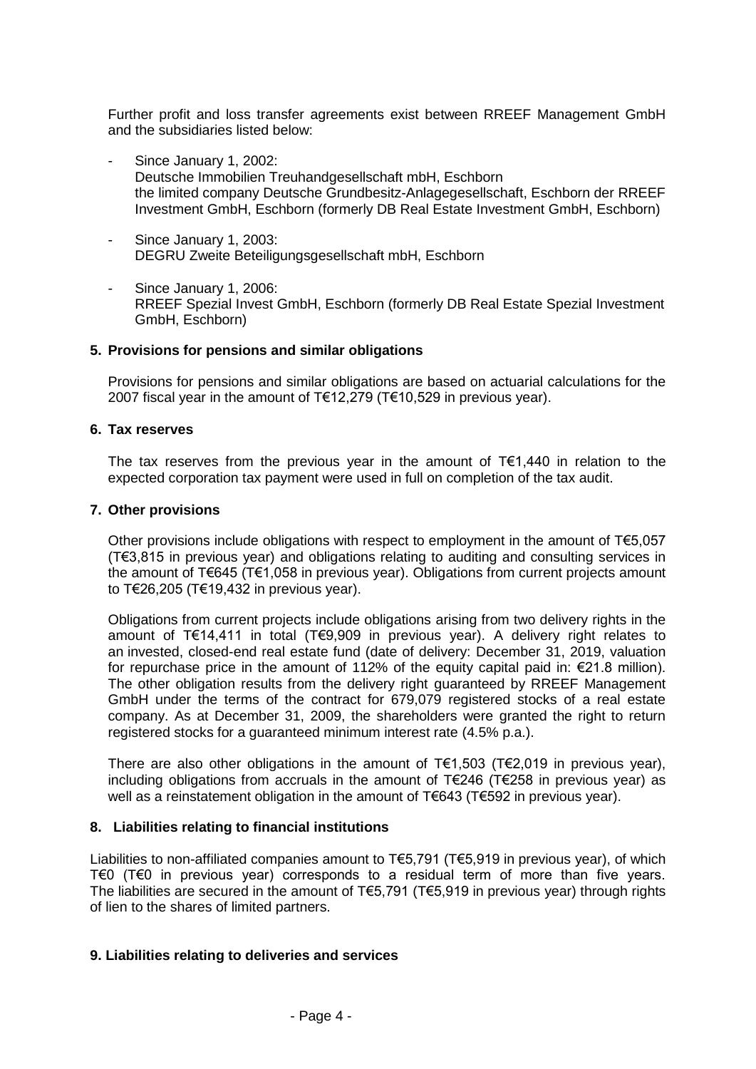Further profit and loss transfer agreements exist between RREEF Management GmbH and the subsidiaries listed below:

- Since January 1, 2002:
  Deutsche Immobilien Treuhandgesellschaft mbH, Eschborn
  the limited company Deutsche Grundbesitz-Anlagegesellschaft, Eschborn der RREEF Investment GmbH, Eschborn (formerly DB Real Estate Investment GmbH, Eschborn)

- Since January 1, 2003:
  DEGRU Zweite Beteiligungsgesellschaft mbH, Eschborn

- Since January 1, 2006:
  RREEF Spezial Invest GmbH, Eschborn (formerly DB Real Estate Spezial Investment GmbH, Eschborn)

### 5. Provisions for pensions and similar obligations

Provisions for pensions and similar obligations are based on actuarial calculations for the 2007 fiscal year in the amount of T€12,279 (T€10,529 in previous year).

### 6. Tax reserves

The tax reserves from the previous year in the amount of T€1,440 in relation to the expected corporation tax payment were used in full on completion of the tax audit.

### 7. Other provisions

Other provisions include obligations with respect to employment in the amount of T€5,057 (T€3,815 in previous year) and obligations relating to auditing and consulting services in the amount of T€645 (T€1,058 in previous year). Obligations from current projects amount to T€26,205 (T€19,432 in previous year).

Obligations from current projects include obligations arising from two delivery rights in the amount of T€14,411 in total (T€9,909 in previous year). A delivery right relates to an invested, closed-end real estate fund (date of delivery: December 31, 2019, valuation for repurchase price in the amount of 112% of the equity capital paid in: €21.8 million). The other obligation results from the delivery right guaranteed by RREEF Management GmbH under the terms of the contract for 679,079 registered stocks of a real estate company. As at December 31, 2009, the shareholders were granted the right to return registered stocks for a guaranteed minimum interest rate (4.5% p.a.).

There are also other obligations in the amount of T€1,503 (T€2,019 in previous year), including obligations from accruals in the amount of T€246 (T€258 in previous year) as well as a reinstatement obligation in the amount of T€643 (T€592 in previous year).

### 8. Liabilities relating to financial institutions

Liabilities to non-affiliated companies amount to T€5,791 (T€5,919 in previous year), of which T€0 (T€0 in previous year) corresponds to a residual term of more than five years. The liabilities are secured in the amount of T€5,791 (T€5,919 in previous year) through rights of lien to the shares of limited partners.

### 9. Liabilities relating to deliveries and services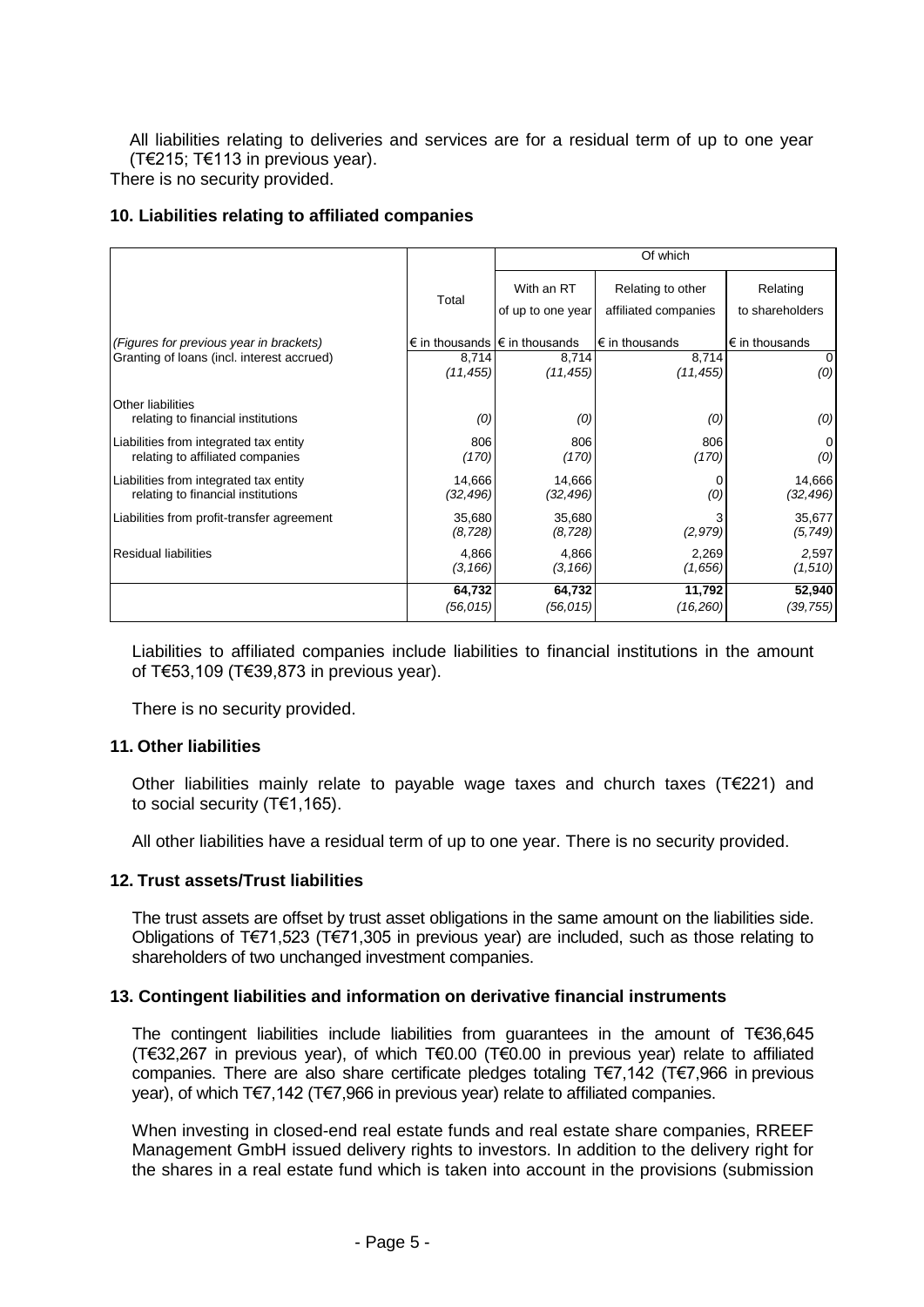All liabilities relating to deliveries and services are for a residual term of up to one year (T€215; T€113 in previous year).

There is no security provided.

**10. Liabilities relating to affiliated companies**

| | Total | Of which | | |
|---|---|---|---|---|
| | | With an RT of up to one year | Relating to other affiliated companies | Relating to shareholders |
| *(Figures for previous year in brackets)* | € in thousands | € in thousands | € in thousands | € in thousands |
| Granting of loans (incl. interest accrued) | 8,714<br>*(11,455)* | 8,714<br>*(11,455)* | 8,714<br>*(11,455)* | 0<br>*(0)* |
| Other liabilities relating to financial institutions | *(0)* | *(0)* | *(0)* | *(0)* |
| Liabilities from integrated tax entity relating to affiliated companies | 806<br>*(170)* | 806<br>*(170)* | 806<br>*(170)* | 0<br>*(0)* |
| Liabilities from integrated tax entity relating to financial institutions | 14,666<br>*(32,496)* | 14,666<br>*(32,496)* | 0<br>*(0)* | 14,666<br>*(32,496)* |
| Liabilities from profit-transfer agreement | 35,680<br>*(8,728)* | 35,680<br>*(8,728)* | 3<br>*(2,979)* | 35,677<br>*(5,749)* |
| Residual liabilities | 4,866<br>*(3,166)* | 4,866<br>*(3,166)* | 2,269<br>*(1,656)* | 2,597<br>*(1,510)* |
| | **64,732**<br>*(56,015)* | **64,732**<br>*(56,015)* | **11,792**<br>*(16,260)* | **52,940**<br>*(39,755)* |

Liabilities to affiliated companies include liabilities to financial institutions in the amount of T€53,109 (T€39,873 in previous year).

There is no security provided.

**11. Other liabilities**

Other liabilities mainly relate to payable wage taxes and church taxes (T€221) and to social security (T€1,165).

All other liabilities have a residual term of up to one year. There is no security provided.

**12. Trust assets/Trust liabilities**

The trust assets are offset by trust asset obligations in the same amount on the liabilities side. Obligations of T€71,523 (T€71,305 in previous year) are included, such as those relating to shareholders of two unchanged investment companies.

**13. Contingent liabilities and information on derivative financial instruments**

The contingent liabilities include liabilities from guarantees in the amount of T€36,645 (T€32,267 in previous year), of which T€0.00 (T€0.00 in previous year) relate to affiliated companies. There are also share certificate pledges totaling T€7,142 (T€7,966 in previous year), of which T€7,142 (T€7,966 in previous year) relate to affiliated companies.

When investing in closed-end real estate funds and real estate share companies, RREEF Management GmbH issued delivery rights to investors. In addition to the delivery right for the shares in a real estate fund which is taken into account in the provisions (submission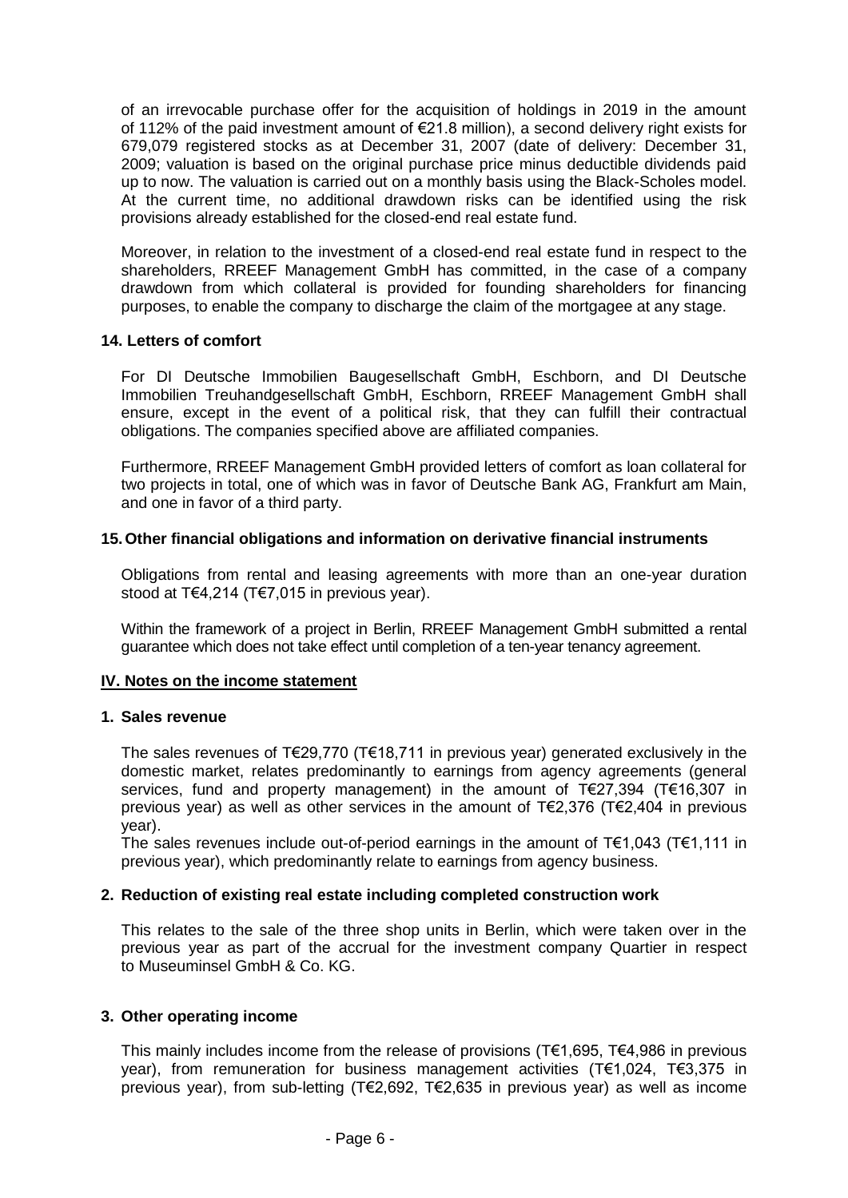of an irrevocable purchase offer for the acquisition of holdings in 2019 in the amount of 112% of the paid investment amount of €21.8 million), a second delivery right exists for 679,079 registered stocks as at December 31, 2007 (date of delivery: December 31, 2009; valuation is based on the original purchase price minus deductible dividends paid up to now. The valuation is carried out on a monthly basis using the Black-Scholes model. At the current time, no additional drawdown risks can be identified using the risk provisions already established for the closed-end real estate fund.

Moreover, in relation to the investment of a closed-end real estate fund in respect to the shareholders, RREEF Management GmbH has committed, in the case of a company drawdown from which collateral is provided for founding shareholders for financing purposes, to enable the company to discharge the claim of the mortgagee at any stage.

### 14. Letters of comfort

For DI Deutsche Immobilien Baugesellschaft GmbH, Eschborn, and DI Deutsche Immobilien Treuhandgesellschaft GmbH, Eschborn, RREEF Management GmbH shall ensure, except in the event of a political risk, that they can fulfill their contractual obligations. The companies specified above are affiliated companies.

Furthermore, RREEF Management GmbH provided letters of comfort as loan collateral for two projects in total, one of which was in favor of Deutsche Bank AG, Frankfurt am Main, and one in favor of a third party.

### 15. Other financial obligations and information on derivative financial instruments

Obligations from rental and leasing agreements with more than an one-year duration stood at T€4,214 (T€7,015 in previous year).

Within the framework of a project in Berlin, RREEF Management GmbH submitted a rental guarantee which does not take effect until completion of a ten-year tenancy agreement.

## IV. Notes on the income statement

### 1. Sales revenue

The sales revenues of T€29,770 (T€18,711 in previous year) generated exclusively in the domestic market, relates predominantly to earnings from agency agreements (general services, fund and property management) in the amount of T€27,394 (T€16,307 in previous year) as well as other services in the amount of T€2,376 (T€2,404 in previous year).
The sales revenues include out-of-period earnings in the amount of T€1,043 (T€1,111 in previous year), which predominantly relate to earnings from agency business.

### 2. Reduction of existing real estate including completed construction work

This relates to the sale of the three shop units in Berlin, which were taken over in the previous year as part of the accrual for the investment company Quartier in respect to Museuminsel GmbH & Co. KG.

### 3. Other operating income

This mainly includes income from the release of provisions (T€1,695, T€4,986 in previous year), from remuneration for business management activities (T€1,024, T€3,375 in previous year), from sub-letting (T€2,692, T€2,635 in previous year) as well as income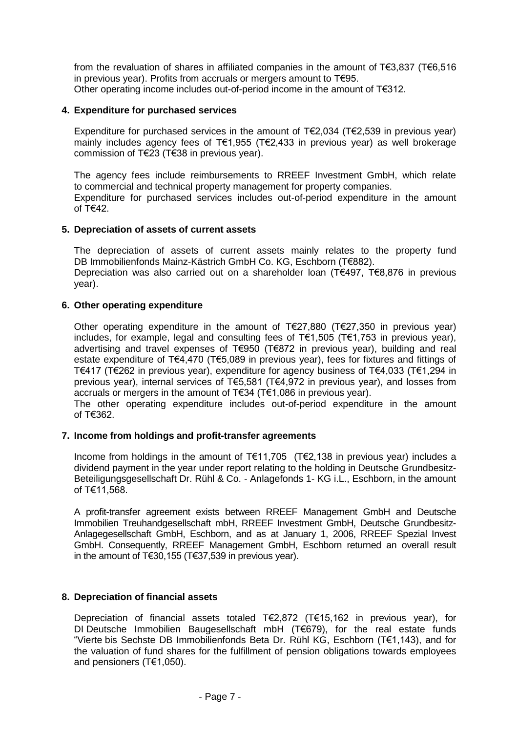from the revaluation of shares in affiliated companies in the amount of T€3,837 (T€6,516 in previous year). Profits from accruals or mergers amount to T€95.
Other operating income includes out-of-period income in the amount of T€312.

**4. Expenditure for purchased services**

Expenditure for purchased services in the amount of T€2,034 (T€2,539 in previous year) mainly includes agency fees of T€1,955 (T€2,433 in previous year) as well brokerage commission of T€23 (T€38 in previous year).

The agency fees include reimbursements to RREEF Investment GmbH, which relate to commercial and technical property management for property companies.
Expenditure for purchased services includes out-of-period expenditure in the amount of T€42.

**5. Depreciation of assets of current assets**

The depreciation of assets of current assets mainly relates to the property fund DB Immobilienfonds Mainz-Kästrich GmbH Co. KG, Eschborn (T€882).
Depreciation was also carried out on a shareholder loan (T€497, T€8,876 in previous year).

**6. Other operating expenditure**

Other operating expenditure in the amount of T€27,880 (T€27,350 in previous year) includes, for example, legal and consulting fees of T€1,505 (T€1,753 in previous year), advertising and travel expenses of T€950 (T€872 in previous year), building and real estate expenditure of T€4,470 (T€5,089 in previous year), fees for fixtures and fittings of T€417 (T€262 in previous year), expenditure for agency business of T€4,033 (T€1,294 in previous year), internal services of T€5,581 (T€4,972 in previous year), and losses from accruals or mergers in the amount of T€34 (T€1,086 in previous year).
The other operating expenditure includes out-of-period expenditure in the amount of T€362.

**7. Income from holdings and profit-transfer agreements**

Income from holdings in the amount of T€11,705 (T€2,138 in previous year) includes a dividend payment in the year under report relating to the holding in Deutsche Grundbesitz-Beteiligungsgesellschaft Dr. Rühl & Co. - Anlagefonds 1- KG i.L., Eschborn, in the amount of T€11,568.

A profit-transfer agreement exists between RREEF Management GmbH and Deutsche Immobilien Treuhandgesellschaft mbH, RREEF Investment GmbH, Deutsche Grundbesitz-Anlagegesellschaft GmbH, Eschborn, and as at January 1, 2006, RREEF Spezial Invest GmbH. Consequently, RREEF Management GmbH, Eschborn returned an overall result in the amount of T€30,155 (T€37,539 in previous year).

**8. Depreciation of financial assets**

Depreciation of financial assets totaled T€2,872 (T€15,162 in previous year), for DI Deutsche Immobilien Baugesellschaft mbH (T€679), for the real estate funds "Vierte bis Sechste DB Immobilienfonds Beta Dr. Rühl KG, Eschborn (T€1,143), and for the valuation of fund shares for the fulfillment of pension obligations towards employees and pensioners (T€1,050).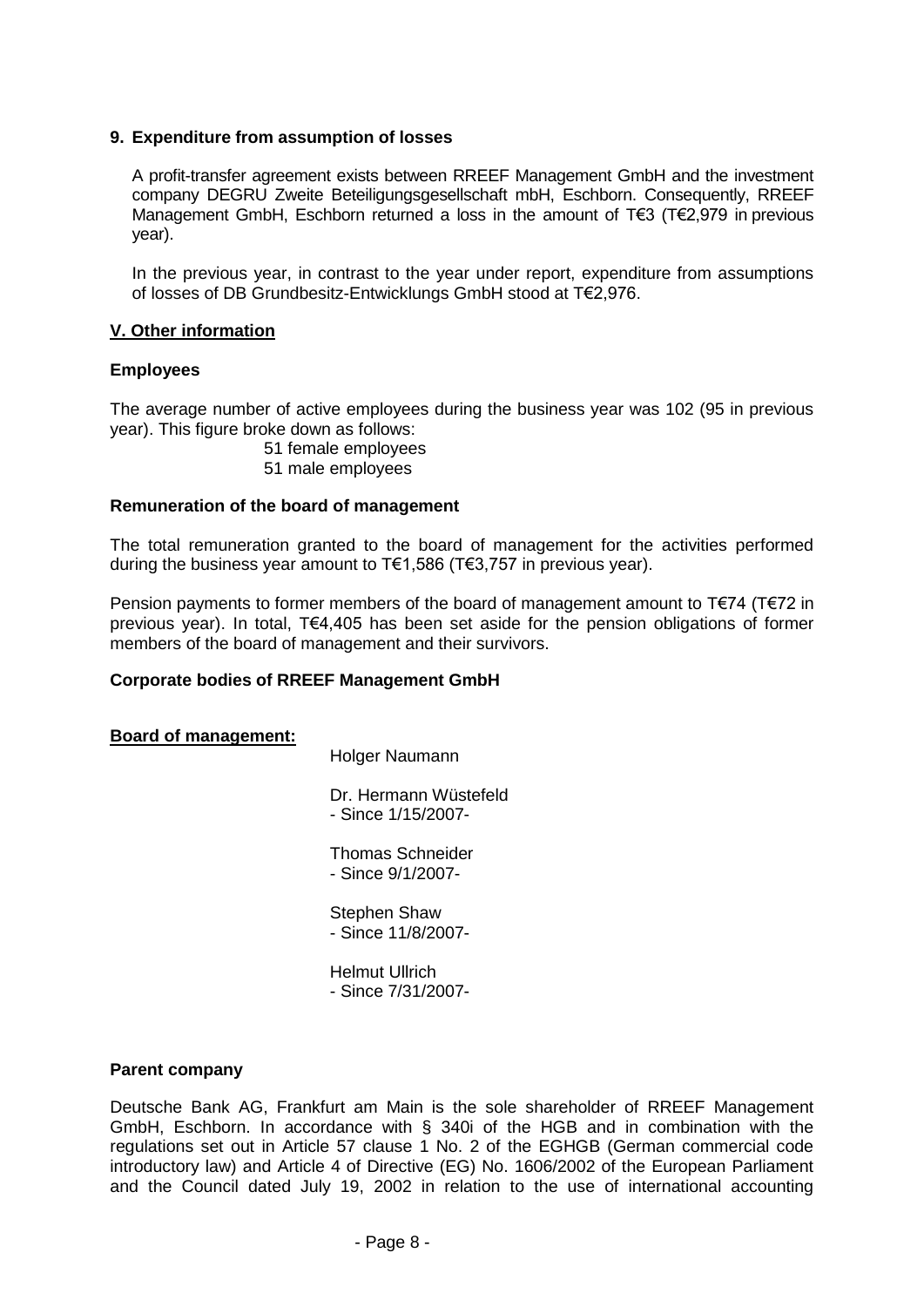## 9. Expenditure from assumption of losses

A profit-transfer agreement exists between RREEF Management GmbH and the investment company DEGRU Zweite Beteiligungsgesellschaft mbH, Eschborn. Consequently, RREEF Management GmbH, Eschborn returned a loss in the amount of T€3 (T€2,979 in previous year).

In the previous year, in contrast to the year under report, expenditure from assumptions of losses of DB Grundbesitz-Entwicklungs GmbH stood at T€2,976.

## V. Other information

### Employees

The average number of active employees during the business year was 102 (95 in previous year). This figure broke down as follows:

51 female employees
51 male employees

### Remuneration of the board of management

The total remuneration granted to the board of management for the activities performed during the business year amount to T€1,586 (T€3,757 in previous year).

Pension payments to former members of the board of management amount to T€74 (T€72 in previous year). In total, T€4,405 has been set aside for the pension obligations of former members of the board of management and their survivors.

### Corporate bodies of RREEF Management GmbH

**Board of management:**

Holger Naumann

Dr. Hermann Wüstefeld
- Since 1/15/2007-

Thomas Schneider
- Since 9/1/2007-

Stephen Shaw
- Since 11/8/2007-

Helmut Ullrich
- Since 7/31/2007-

### Parent company

Deutsche Bank AG, Frankfurt am Main is the sole shareholder of RREEF Management GmbH, Eschborn. In accordance with § 340i of the HGB and in combination with the regulations set out in Article 57 clause 1 No. 2 of the EGHGB (German commercial code introductory law) and Article 4 of Directive (EG) No. 1606/2002 of the European Parliament and the Council dated July 19, 2002 in relation to the use of international accounting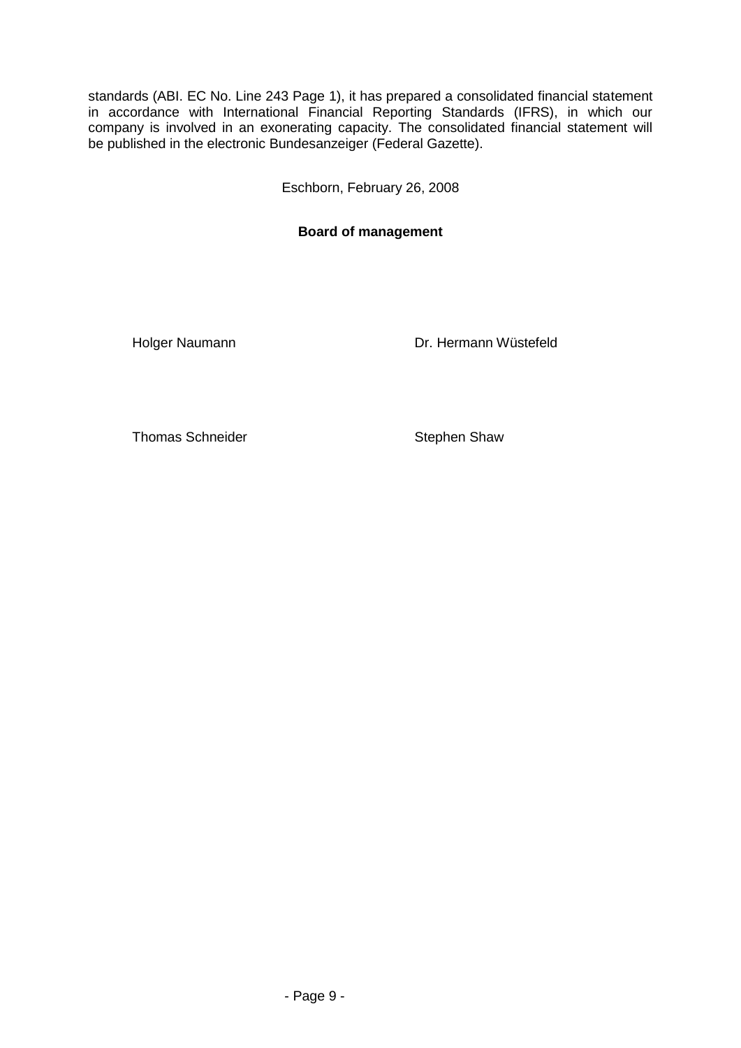standards (ABI. EC No. Line 243 Page 1), it has prepared a consolidated financial statement in accordance with International Financial Reporting Standards (IFRS), in which our company is involved in an exonerating capacity. The consolidated financial statement will be published in the electronic Bundesanzeiger (Federal Gazette).

Eschborn, February 26, 2008

**Board of management**

Holger Naumann Dr. Hermann Wüstefeld

Thomas Schneider Stephen Shaw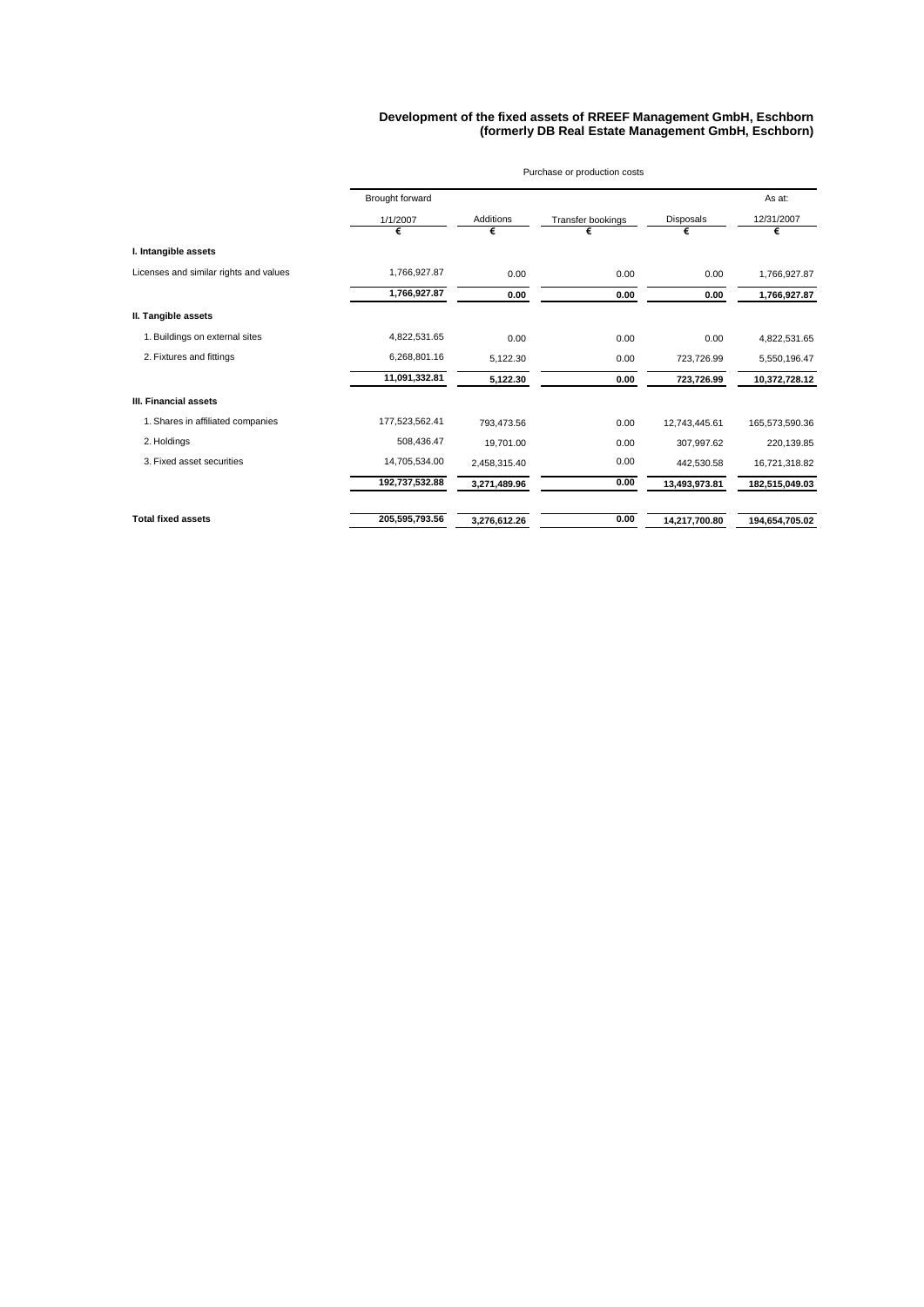# Development of the fixed assets of RREEF Management GmbH, Eschborn (formerly DB Real Estate Management GmbH, Eschborn)

| | Purchase or production costs | | | | |
|---|---|---|---|---|---|
| | Brought forward 1/1/2007 € | Additions € | Transfer bookings € | Disposals € | As at: 12/31/2007 € |
| **I. Intangible assets** | | | | | |
| Licenses and similar rights and values | 1,766,927.87 | 0.00 | 0.00 | 0.00 | 1,766,927.87 |
| | **1,766,927.87** | **0.00** | **0.00** | **0.00** | **1,766,927.87** |
| **II. Tangible assets** | | | | | |
| 1. Buildings on external sites | 4,822,531.65 | 0.00 | 0.00 | 0.00 | 4,822,531.65 |
| 2. Fixtures and fittings | 6,268,801.16 | 5,122.30 | 0.00 | 723,726.99 | 5,550,196.47 |
| | **11,091,332.81** | **5,122.30** | **0.00** | **723,726.99** | **10,372,728.12** |
| **III. Financial assets** | | | | | |
| 1. Shares in affiliated companies | 177,523,562.41 | 793,473.56 | 0.00 | 12,743,445.61 | 165,573,590.36 |
| 2. Holdings | 508,436.47 | 19,701.00 | 0.00 | 307,997.62 | 220,139.85 |
| 3. Fixed asset securities | 14,705,534.00 | 2,458,315.40 | 0.00 | 442,530.58 | 16,721,318.82 |
| | **192,737,532.88** | **3,271,489.96** | **0.00** | **13,493,973.81** | **182,515,049.03** |
| **Total fixed assets** | **205,595,793.56** | **3,276,612.26** | **0.00** | **14,217,700.80** | **194,654,705.02** |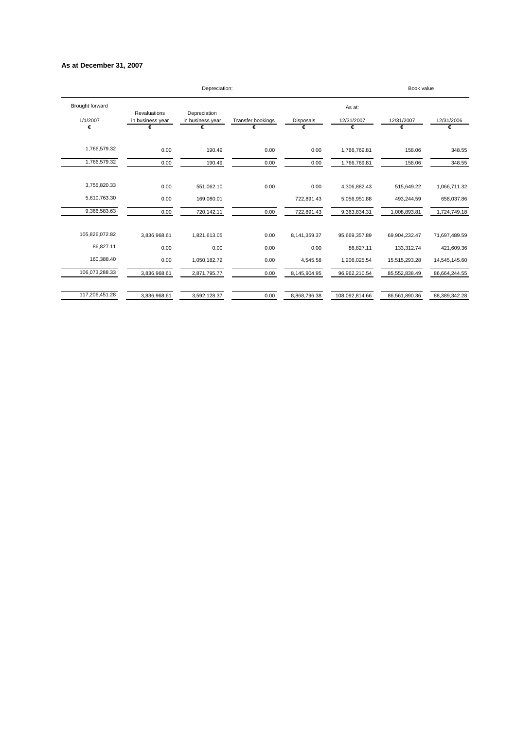**As at December 31, 2007**

| Depreciation: | | | | | | Book value | |
|---|---|---|---|---|---|---|---|
| Brought forward 1/1/2007 | Revaluations in business year | Depreciation in business year | Transfer bookings | Disposals | As at: 12/31/2007 | 12/31/2007 | 12/31/2006 |
| € | € | € | € | € | € | € | € |
| 1,766,579.32 | 0.00 | 190.49 | 0.00 | 0.00 | 1,766,769.81 | 158.06 | 348.55 |
| 1,766,579.32 | 0.00 | 190.49 | 0.00 | 0.00 | 1,766,769.81 | 158.06 | 348.55 |
| 3,755,820.33 | 0.00 | 551,062.10 | 0.00 | 0.00 | 4,306,882.43 | 515,649.22 | 1,066,711.32 |
| 5,610,763.30 | 0.00 | 169,080.01 | | 722,891.43 | 5,056,951.88 | 493,244.59 | 658,037.86 |
| 9,366,583.63 | 0.00 | 720,142.11 | 0.00 | 722,891.43 | 9,363,834.31 | 1,008,893.81 | 1,724,749.18 |
| 105,826,072.82 | 3,836,968.61 | 1,821,613.05 | 0.00 | 8,141,359.37 | 95,669,357.89 | 69,904,232.47 | 71,697,489.59 |
| 86,827.11 | 0.00 | 0.00 | 0.00 | 0.00 | 86,827.11 | 133,312.74 | 421,609.36 |
| 160,388.40 | 0.00 | 1,050,182.72 | 0.00 | 4,545.58 | 1,206,025.54 | 15,515,293.28 | 14,545,145.60 |
| 106,073,288.33 | 3,836,968.61 | 2,871,795.77 | 0.00 | 8,145,904.95 | 96,962,210.54 | 85,552,838.49 | 86,664,244.55 |
| 117,206,451.28 | 3,836,968.61 | 3,592,128.37 | 0.00 | 8,868,796.38 | 108,092,814.66 | 86,561,890.36 | 88,389,342.28 |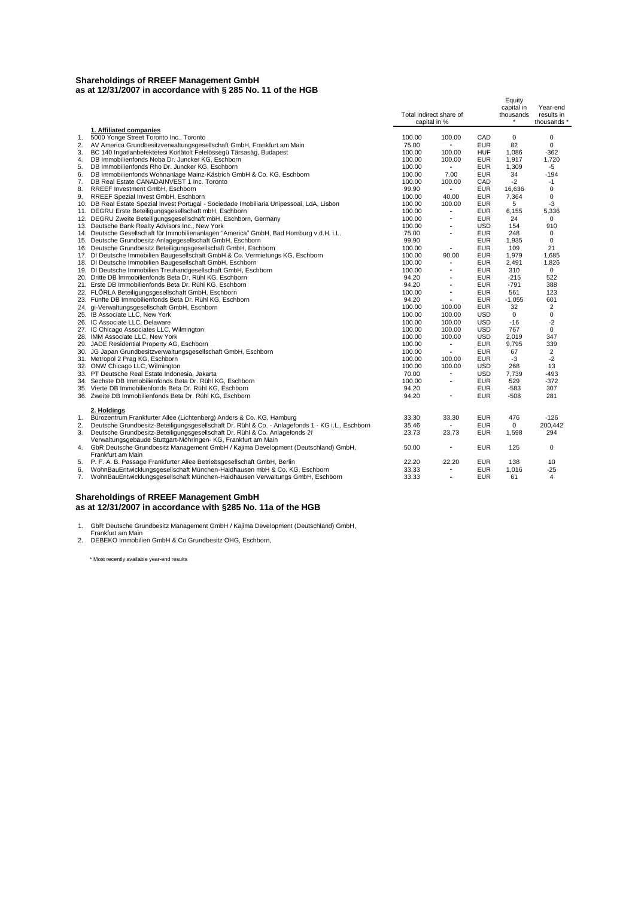## Shareholdings of RREEF Management GmbH
## as at 12/31/2007 in accordance with § 285 No. 11 of the HGB

| | | Total indirect share of capital in % | | | Equity capital in thousands * | Year-end results in thousands * |
|---|---|---|---|---|---|---|
| | **1. Affiliated companies** | | | | | |
| 1. | 5000 Yonge Street Toronto Inc., Toronto | 100.00 | 100.00 | CAD | 0 | 0 |
| 2. | AV America Grundbesitzverwaltungsgesellschaft GmbH, Frankfurt am Main | 75.00 | - | EUR | 82 | 0 |
| 3. | BC 140 Ingatlanbefektetesi Korlátolt Felelösségü Társaság, Budapest | 100.00 | 100.00 | HUF | 1,086 | -362 |
| 4. | DB Immobilienfonds Noba Dr. Juncker KG, Eschborn | 100.00 | 100.00 | EUR | 1,917 | 1,720 |
| 5. | DB Immobilienfonds Rho Dr. Juncker KG, Eschborn | 100.00 | - | EUR | 1,309 | -5 |
| 6. | DB Immobilienfonds Wohnanlage Mainz-Kästrich GmbH & Co. KG, Eschborn | 100.00 | 7.00 | EUR | 34 | -194 |
| 7. | DB Real Estate CANADAINVEST 1 Inc. Toronto | 100.00 | 100.00 | CAD | -2 | -1 |
| 8. | RREEF Investment GmbH, Eschborn | 99.90 | - | EUR | 16,636 | 0 |
| 9. | RREEF Spezial Invest GmbH, Eschborn | 100.00 | 40.00 | EUR | 7,364 | 0 |
| 10. | DB Real Estate Spezial Invest Portugal - Sociedade Imobiliaria Unipessoal, LdA, Lisbon | 100.00 | 100.00 | EUR | 5 | -3 |
| 11. | DEGRU Erste Beteiligungsgesellschaft mbH, Eschborn | 100.00 | - | EUR | 6,155 | 5,336 |
| 12. | DEGRU Zweite Beteiligungsgesellschaft mbH, Eschborn, Germany | 100.00 | - | EUR | 24 | 0 |
| 13. | Deutsche Bank Realty Advisors Inc., New York | 100.00 | - | USD | 154 | 910 |
| 14. | Deutsche Gesellschaft für Immobilienanlagen "America" GmbH, Bad Homburg v.d.H. i.L. | 75.00 | - | EUR | 248 | 0 |
| 15. | Deutsche Grundbesitz-Anlagegesellschaft GmbH, Eschborn | 99.90 | | EUR | 1,935 | 0 |
| 16. | Deutsche Grundbesitz Beteiligungsgesellschaft GmbH, Eschborn | 100.00 | - | EUR | 109 | 21 |
| 17. | DI Deutsche Immobilien Baugesellschaft GmbH & Co. Vermietungs KG, Eschborn | 100.00 | 90.00 | EUR | 1,979 | 1,685 |
| 18. | DI Deutsche Immobilien Baugesellschaft GmbH, Eschborn | 100.00 | - | EUR | 2,491 | 1,826 |
| 19. | DI Deutsche Immobilien Treuhandgesellschaft GmbH, Eschborn | 100.00 | - | EUR | 310 | 0 |
| 20. | Dritte DB Immobilienfonds Beta Dr. Rühl KG, Eschborn | 94.20 | - | EUR | -215 | 522 |
| 21. | Erste DB Immobilienfonds Beta Dr. Rühl KG, Eschborn | 94.20 | - | EUR | -791 | 388 |
| 22. | FLÖRLA Beteiligungsgesellschaft GmbH, Eschborn | 100.00 | - | EUR | 561 | 123 |
| 23. | Fünfte DB Immobilienfonds Beta Dr. Rühl KG, Eschborn | 94.20 | - | EUR | -1,055 | 601 |
| 24. | gi-Verwaltungsgesellschaft GmbH, Eschborn | 100.00 | 100.00 | EUR | 32 | 2 |
| 25. | IB Associate LLC, New York | 100.00 | 100.00 | USD | 0 | 0 |
| 26. | IC Associate LLC, Delaware | 100.00 | 100.00 | USD | -16 | -2 |
| 27. | IC Chicago Associates LLC, Wilmington | 100.00 | 100.00 | USD | 767 | 0 |
| 28. | IMM Associate LLC, New York | 100.00 | 100.00 | USD | 2,019 | 347 |
| 29. | JADE Residential Property AG, Eschborn | 100.00 | - | EUR | 9,795 | 339 |
| 30. | JG Japan Grundbesitzverwaltungsgesellschaft GmbH, Eschborn | 100.00 | - | EUR | 67 | 2 |
| 31. | Metropol 2 Prag KG, Eschborn | 100.00 | 100.00 | EUR | -3 | -2 |
| 32. | ONW Chicago LLC, Wilmington | 100.00 | 100.00 | USD | 268 | 13 |
| 33. | PT Deutsche Real Estate Indonesia, Jakarta | 70.00 | - | USD | 7,739 | -493 |
| 34. | Sechste DB Immobilienfonds Beta Dr. Rühl KG, Eschborn | 100.00 | - | EUR | 529 | -372 |
| 35. | Vierte DB Immobilienfonds Beta Dr. Rühl KG, Eschborn | 94.20 | | EUR | -583 | 307 |
| 36. | Zweite DB Immobilienfonds Beta Dr. Rühl KG, Eschborn | 94.20 | - | EUR | -508 | 281 |
| | **2. Holdings** | | | | | |
| 1. | Bürozentrum Frankfurter Allee (Lichtenberg) Anders & Co. KG, Hamburg | 33.30 | 33.30 | EUR | 476 | -126 |
| 2. | Deutsche Grundbesitz-Beteiligungsgesellschaft Dr. Rühl & Co. - Anlagefonds 1 - KG i.L., Eschborn | 35.46 | - | EUR | 0 | 200,442 |
| 3. | Deutsche Grundbesitz-Beteiligungsgesellschaft Dr. Rühl & Co. Anlagefonds 21 Verwaltungsgebäude Stuttgart-Möhringen- KG, Frankfurt am Main | 23.73 | 23.73 | EUR | 1,598 | 294 |
| 4. | GbR Deutsche Grundbesitz Management GmbH / Kajima Development (Deutschland) GmbH, Frankfurt am Main | 50.00 | - | EUR | 125 | 0 |
| 5. | P. F. A. B. Passage Frankfurter Allee Betriebsgesellschaft GmbH, Berlin | 22.20 | 22.20 | EUR | 138 | 10 |
| 6. | WohnBauEntwicklungsgesellschaft München-Haidhausen mbH & Co. KG, Eschborn | 33.33 | - | EUR | 1,016 | -25 |
| 7. | WohnBauEntwicklungsgesellschaft München-Haidhausen Verwaltungs GmbH, Eschborn | 33.33 | - | EUR | 61 | 4 |

## Shareholdings of RREEF Management GmbH
## as at 12/31/2007 in accordance with §285 No. 11a of the HGB

1. GbR Deutsche Grundbesitz Management GmbH / Kajima Development (Deutschland) GmbH, Frankfurt am Main
2. DEBEKO Immobilien GmbH & Co Grundbesitz OHG, Eschborn,

\* Most recently available year-end results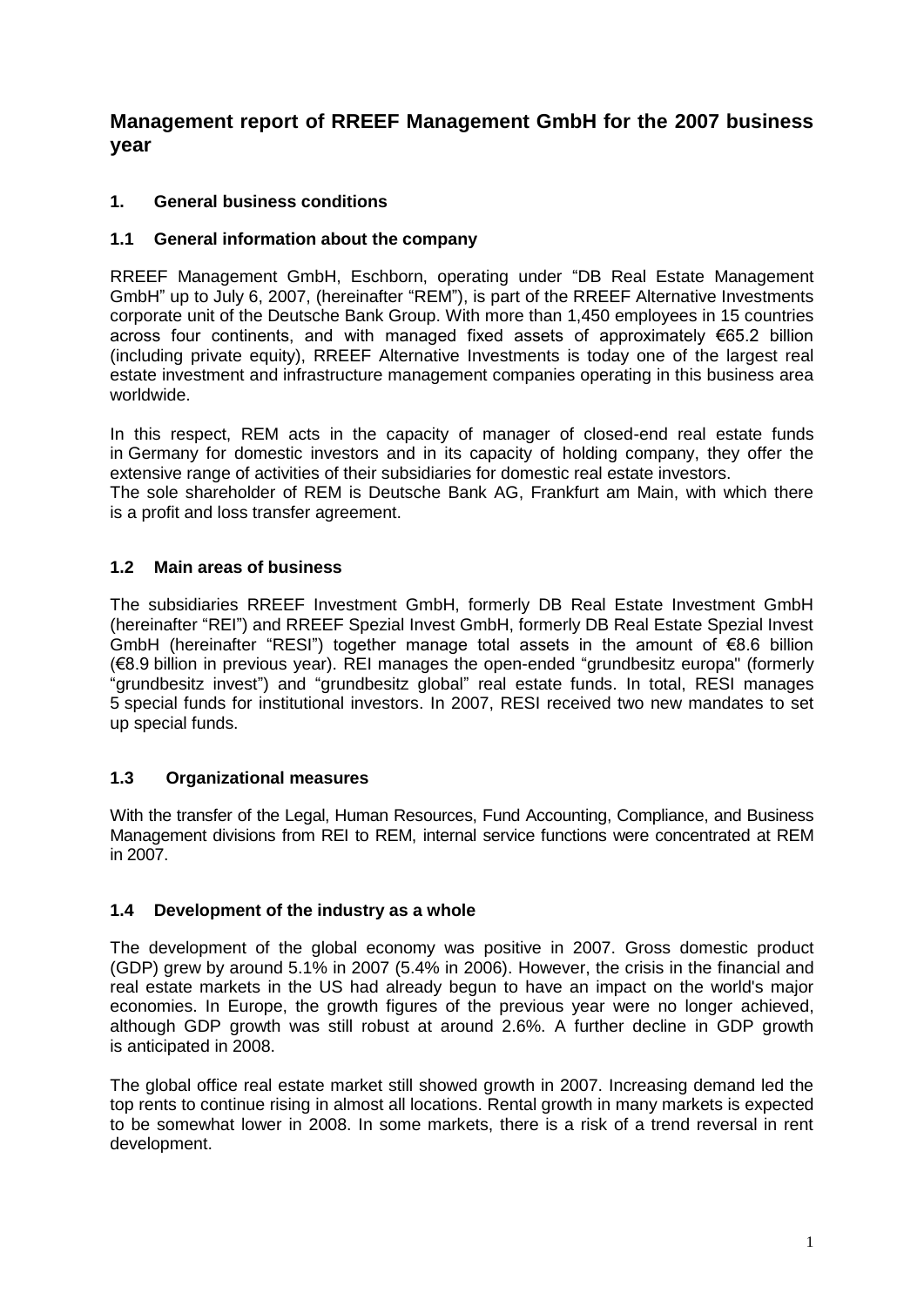# Management report of RREEF Management GmbH for the 2007 business year

## 1. General business conditions

### 1.1 General information about the company

RREEF Management GmbH, Eschborn, operating under "DB Real Estate Management GmbH" up to July 6, 2007, (hereinafter "REM"), is part of the RREEF Alternative Investments corporate unit of the Deutsche Bank Group. With more than 1,450 employees in 15 countries across four continents, and with managed fixed assets of approximately €65.2 billion (including private equity), RREEF Alternative Investments is today one of the largest real estate investment and infrastructure management companies operating in this business area worldwide.

In this respect, REM acts in the capacity of manager of closed-end real estate funds in Germany for domestic investors and in its capacity of holding company, they offer the extensive range of activities of their subsidiaries for domestic real estate investors.
The sole shareholder of REM is Deutsche Bank AG, Frankfurt am Main, with which there is a profit and loss transfer agreement.

### 1.2 Main areas of business

The subsidiaries RREEF Investment GmbH, formerly DB Real Estate Investment GmbH (hereinafter "REI") and RREEF Spezial Invest GmbH, formerly DB Real Estate Spezial Invest GmbH (hereinafter "RESI") together manage total assets in the amount of €8.6 billion (€8.9 billion in previous year). REI manages the open-ended "grundbesitz europa" (formerly "grundbesitz invest") and "grundbesitz global" real estate funds. In total, RESI manages 5 special funds for institutional investors. In 2007, RESI received two new mandates to set up special funds.

### 1.3 Organizational measures

With the transfer of the Legal, Human Resources, Fund Accounting, Compliance, and Business Management divisions from REI to REM, internal service functions were concentrated at REM in 2007.

### 1.4 Development of the industry as a whole

The development of the global economy was positive in 2007. Gross domestic product (GDP) grew by around 5.1% in 2007 (5.4% in 2006). However, the crisis in the financial and real estate markets in the US had already begun to have an impact on the world's major economies. In Europe, the growth figures of the previous year were no longer achieved, although GDP growth was still robust at around 2.6%. A further decline in GDP growth is anticipated in 2008.

The global office real estate market still showed growth in 2007. Increasing demand led the top rents to continue rising in almost all locations. Rental growth in many markets is expected to be somewhat lower in 2008. In some markets, there is a risk of a trend reversal in rent development.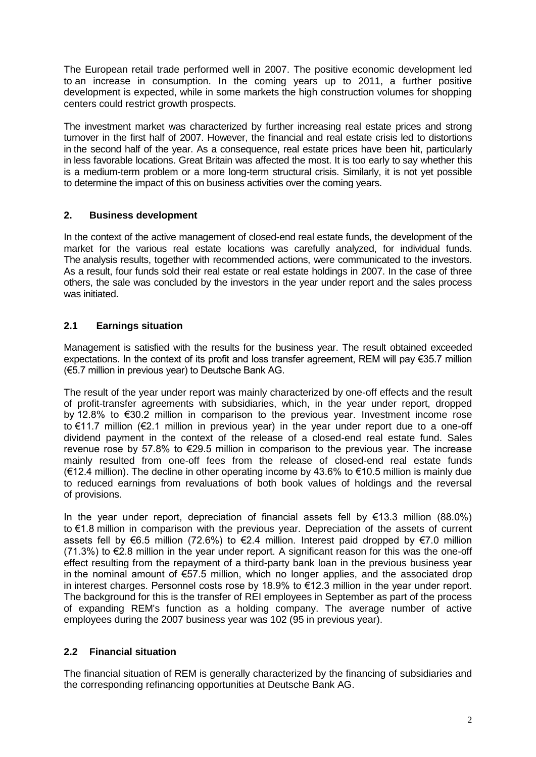The European retail trade performed well in 2007. The positive economic development led to an increase in consumption. In the coming years up to 2011, a further positive development is expected, while in some markets the high construction volumes for shopping centers could restrict growth prospects.

The investment market was characterized by further increasing real estate prices and strong turnover in the first half of 2007. However, the financial and real estate crisis led to distortions in the second half of the year. As a consequence, real estate prices have been hit, particularly in less favorable locations. Great Britain was affected the most. It is too early to say whether this is a medium-term problem or a more long-term structural crisis. Similarly, it is not yet possible to determine the impact of this on business activities over the coming years.

## 2. Business development

In the context of the active management of closed-end real estate funds, the development of the market for the various real estate locations was carefully analyzed, for individual funds. The analysis results, together with recommended actions, were communicated to the investors. As a result, four funds sold their real estate or real estate holdings in 2007. In the case of three others, the sale was concluded by the investors in the year under report and the sales process was initiated.

### 2.1 Earnings situation

Management is satisfied with the results for the business year. The result obtained exceeded expectations. In the context of its profit and loss transfer agreement, REM will pay €35.7 million (€5.7 million in previous year) to Deutsche Bank AG.

The result of the year under report was mainly characterized by one-off effects and the result of profit-transfer agreements with subsidiaries, which, in the year under report, dropped by 12.8% to €30.2 million in comparison to the previous year. Investment income rose to €11.7 million (€2.1 million in previous year) in the year under report due to a one-off dividend payment in the context of the release of a closed-end real estate fund. Sales revenue rose by 57.8% to €29.5 million in comparison to the previous year. The increase mainly resulted from one-off fees from the release of closed-end real estate funds (€12.4 million). The decline in other operating income by 43.6% to €10.5 million is mainly due to reduced earnings from revaluations of both book values of holdings and the reversal of provisions.

In the year under report, depreciation of financial assets fell by €13.3 million (88.0%) to €1.8 million in comparison with the previous year. Depreciation of the assets of current assets fell by €6.5 million (72.6%) to €2.4 million. Interest paid dropped by €7.0 million (71.3%) to €2.8 million in the year under report. A significant reason for this was the one-off effect resulting from the repayment of a third-party bank loan in the previous business year in the nominal amount of €57.5 million, which no longer applies, and the associated drop in interest charges. Personnel costs rose by 18.9% to €12.3 million in the year under report. The background for this is the transfer of REI employees in September as part of the process of expanding REM's function as a holding company. The average number of active employees during the 2007 business year was 102 (95 in previous year).

### 2.2 Financial situation

The financial situation of REM is generally characterized by the financing of subsidiaries and the corresponding refinancing opportunities at Deutsche Bank AG.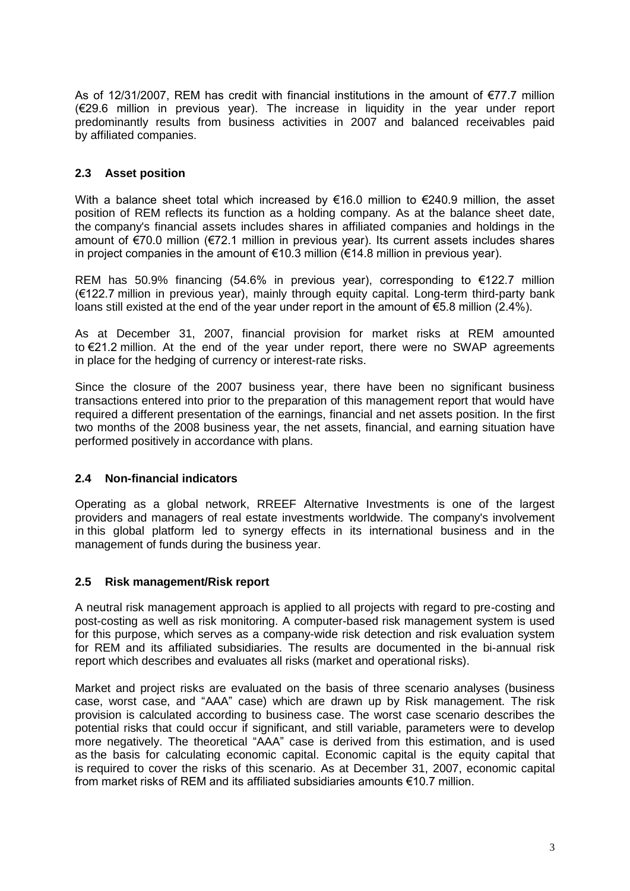As of 12/31/2007, REM has credit with financial institutions in the amount of €77.7 million (€29.6 million in previous year). The increase in liquidity in the year under report predominantly results from business activities in 2007 and balanced receivables paid by affiliated companies.

## 2.3 Asset position

With a balance sheet total which increased by €16.0 million to €240.9 million, the asset position of REM reflects its function as a holding company. As at the balance sheet date, the company's financial assets includes shares in affiliated companies and holdings in the amount of €70.0 million (€72.1 million in previous year). Its current assets includes shares in project companies in the amount of €10.3 million (€14.8 million in previous year).

REM has 50.9% financing (54.6% in previous year), corresponding to €122.7 million (€122.7 million in previous year), mainly through equity capital. Long-term third-party bank loans still existed at the end of the year under report in the amount of €5.8 million (2.4%).

As at December 31, 2007, financial provision for market risks at REM amounted to €21.2 million. At the end of the year under report, there were no SWAP agreements in place for the hedging of currency or interest-rate risks.

Since the closure of the 2007 business year, there have been no significant business transactions entered into prior to the preparation of this management report that would have required a different presentation of the earnings, financial and net assets position. In the first two months of the 2008 business year, the net assets, financial, and earning situation have performed positively in accordance with plans.

## 2.4 Non-financial indicators

Operating as a global network, RREEF Alternative Investments is one of the largest providers and managers of real estate investments worldwide. The company's involvement in this global platform led to synergy effects in its international business and in the management of funds during the business year.

## 2.5 Risk management/Risk report

A neutral risk management approach is applied to all projects with regard to pre-costing and post-costing as well as risk monitoring. A computer-based risk management system is used for this purpose, which serves as a company-wide risk detection and risk evaluation system for REM and its affiliated subsidiaries. The results are documented in the bi-annual risk report which describes and evaluates all risks (market and operational risks).

Market and project risks are evaluated on the basis of three scenario analyses (business case, worst case, and "AAA" case) which are drawn up by Risk management. The risk provision is calculated according to business case. The worst case scenario describes the potential risks that could occur if significant, and still variable, parameters were to develop more negatively. The theoretical "AAA" case is derived from this estimation, and is used as the basis for calculating economic capital. Economic capital is the equity capital that is required to cover the risks of this scenario. As at December 31, 2007, economic capital from market risks of REM and its affiliated subsidiaries amounts €10.7 million.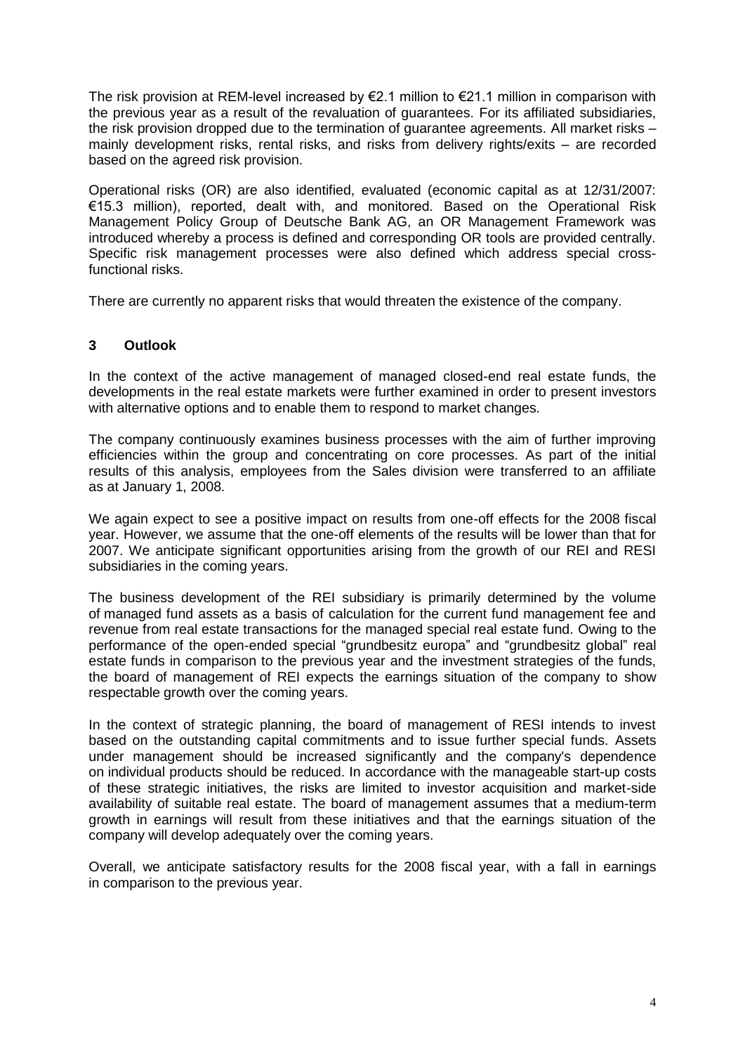The risk provision at REM-level increased by €2.1 million to €21.1 million in comparison with the previous year as a result of the revaluation of guarantees. For its affiliated subsidiaries, the risk provision dropped due to the termination of guarantee agreements. All market risks – mainly development risks, rental risks, and risks from delivery rights/exits – are recorded based on the agreed risk provision.

Operational risks (OR) are also identified, evaluated (economic capital as at 12/31/2007: €15.3 million), reported, dealt with, and monitored. Based on the Operational Risk Management Policy Group of Deutsche Bank AG, an OR Management Framework was introduced whereby a process is defined and corresponding OR tools are provided centrally. Specific risk management processes were also defined which address special cross-functional risks.

There are currently no apparent risks that would threaten the existence of the company.

## 3 Outlook

In the context of the active management of managed closed-end real estate funds, the developments in the real estate markets were further examined in order to present investors with alternative options and to enable them to respond to market changes.

The company continuously examines business processes with the aim of further improving efficiencies within the group and concentrating on core processes. As part of the initial results of this analysis, employees from the Sales division were transferred to an affiliate as at January 1, 2008.

We again expect to see a positive impact on results from one-off effects for the 2008 fiscal year. However, we assume that the one-off elements of the results will be lower than that for 2007. We anticipate significant opportunities arising from the growth of our REI and RESI subsidiaries in the coming years.

The business development of the REI subsidiary is primarily determined by the volume of managed fund assets as a basis of calculation for the current fund management fee and revenue from real estate transactions for the managed special real estate fund. Owing to the performance of the open-ended special "grundbesitz europa" and "grundbesitz global" real estate funds in comparison to the previous year and the investment strategies of the funds, the board of management of REI expects the earnings situation of the company to show respectable growth over the coming years.

In the context of strategic planning, the board of management of RESI intends to invest based on the outstanding capital commitments and to issue further special funds. Assets under management should be increased significantly and the company's dependence on individual products should be reduced. In accordance with the manageable start-up costs of these strategic initiatives, the risks are limited to investor acquisition and market-side availability of suitable real estate. The board of management assumes that a medium-term growth in earnings will result from these initiatives and that the earnings situation of the company will develop adequately over the coming years.

Overall, we anticipate satisfactory results for the 2008 fiscal year, with a fall in earnings in comparison to the previous year.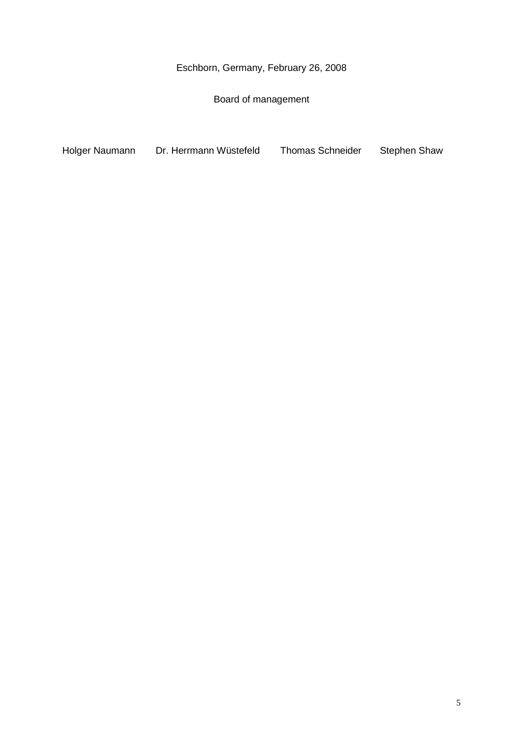Eschborn, Germany, February 26, 2008

Board of management

Holger Naumann Dr. Herrmann Wüstefeld Thomas Schneider Stephen Shaw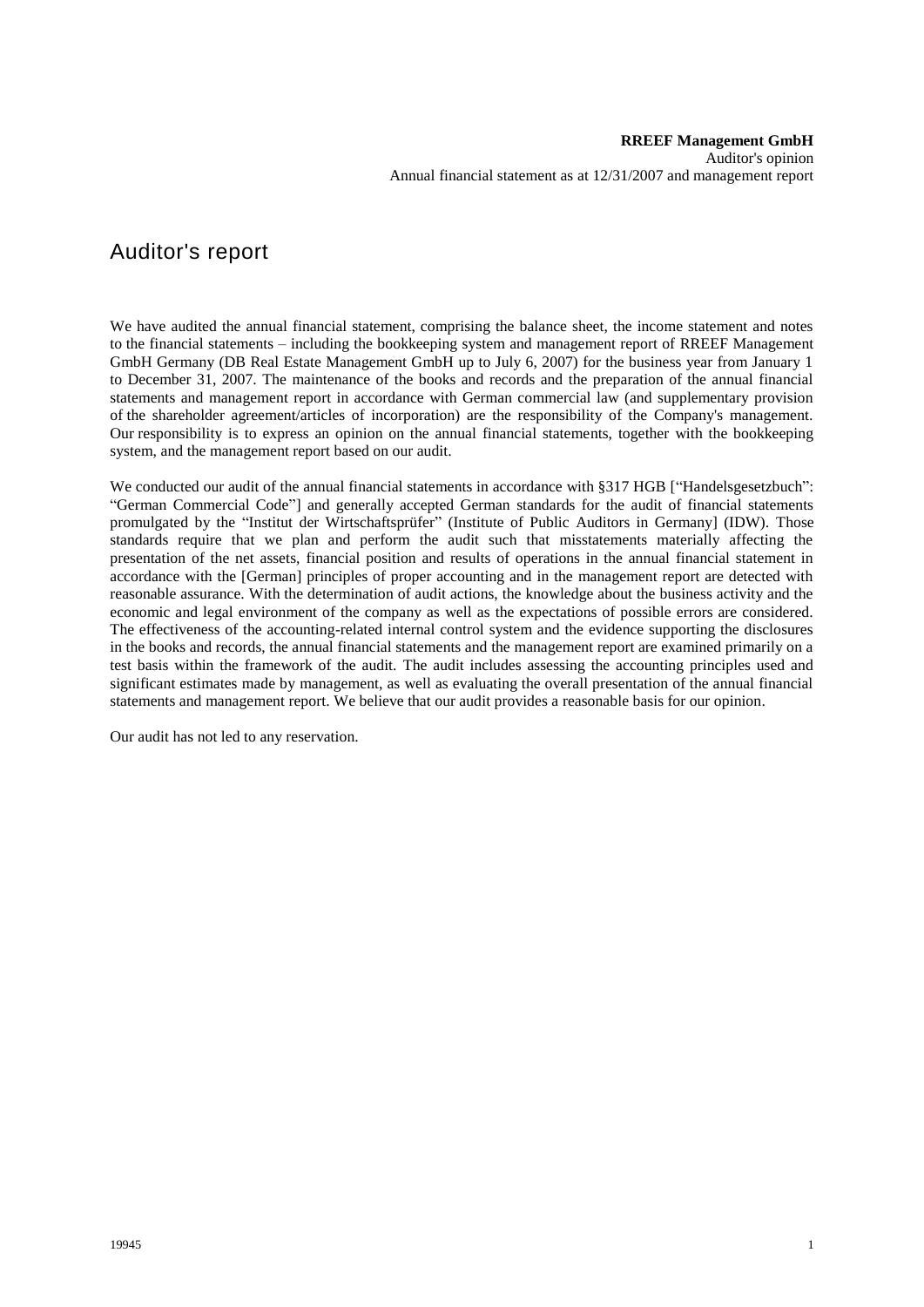# Auditor's report

We have audited the annual financial statement, comprising the balance sheet, the income statement and notes to the financial statements – including the bookkeeping system and management report of RREEF Management GmbH Germany (DB Real Estate Management GmbH up to July 6, 2007) for the business year from January 1 to December 31, 2007. The maintenance of the books and records and the preparation of the annual financial statements and management report in accordance with German commercial law (and supplementary provision of the shareholder agreement/articles of incorporation) are the responsibility of the Company's management. Our responsibility is to express an opinion on the annual financial statements, together with the bookkeeping system, and the management report based on our audit.

We conducted our audit of the annual financial statements in accordance with §317 HGB ["Handelsgesetzbuch": "German Commercial Code"] and generally accepted German standards for the audit of financial statements promulgated by the "Institut der Wirtschaftsprüfer" (Institute of Public Auditors in Germany] (IDW). Those standards require that we plan and perform the audit such that misstatements materially affecting the presentation of the net assets, financial position and results of operations in the annual financial statement in accordance with the [German] principles of proper accounting and in the management report are detected with reasonable assurance. With the determination of audit actions, the knowledge about the business activity and the economic and legal environment of the company as well as the expectations of possible errors are considered. The effectiveness of the accounting-related internal control system and the evidence supporting the disclosures in the books and records, the annual financial statements and the management report are examined primarily on a test basis within the framework of the audit. The audit includes assessing the accounting principles used and significant estimates made by management, as well as evaluating the overall presentation of the annual financial statements and management report. We believe that our audit provides a reasonable basis for our opinion.

Our audit has not led to any reservation.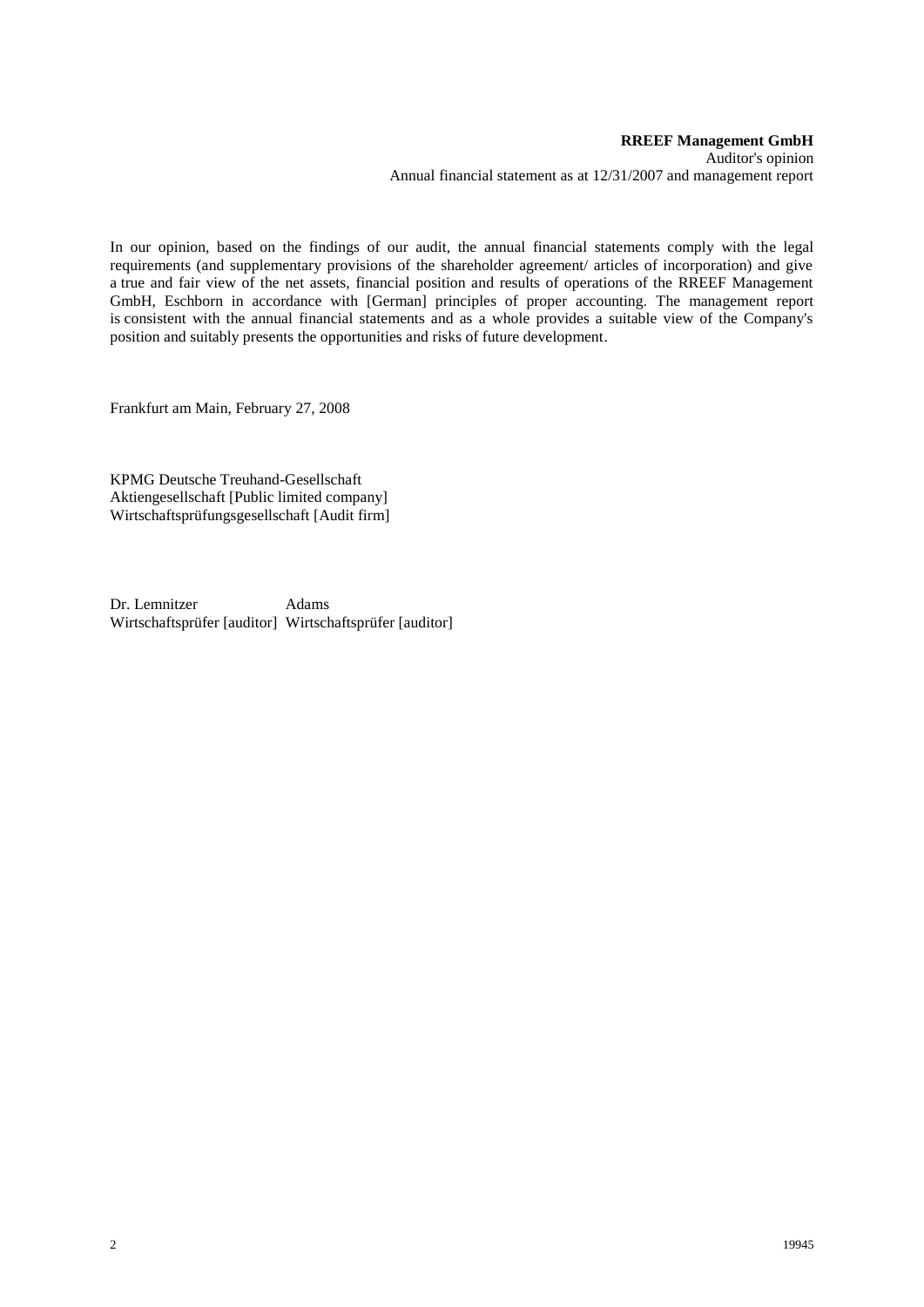In our opinion, based on the findings of our audit, the annual financial statements comply with the legal requirements (and supplementary provisions of the shareholder agreement/ articles of incorporation) and give a true and fair view of the net assets, financial position and results of operations of the RREEF Management GmbH, Eschborn in accordance with [German] principles of proper accounting. The management report is consistent with the annual financial statements and as a whole provides a suitable view of the Company's position and suitably presents the opportunities and risks of future development.

Frankfurt am Main, February 27, 2008

KPMG Deutsche Treuhand-Gesellschaft
Aktiengesellschaft [Public limited company]
Wirtschaftsprüfungsgesellschaft [Audit firm]

| | |
|---|---|
| Dr. Lemnitzer | Adams |
| Wirtschaftsprüfer [auditor] | Wirtschaftsprüfer [auditor] |